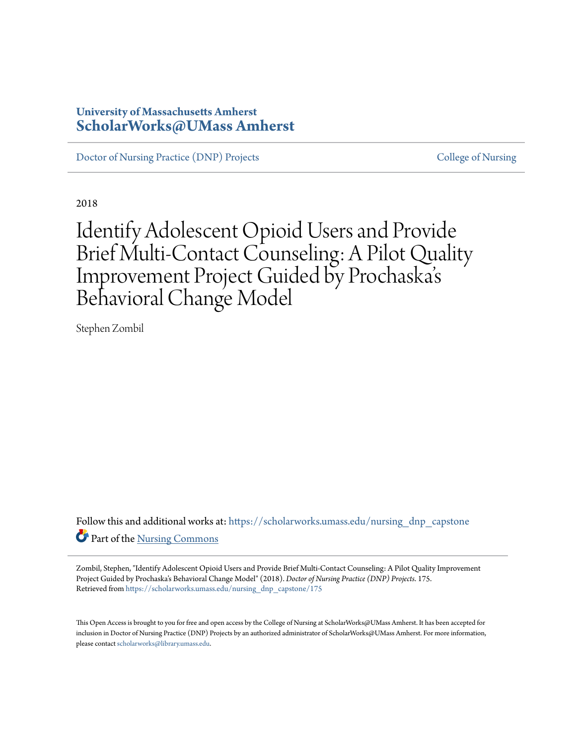University of Massachusetts Amherst
**ScholarWorks@UMass Amherst**

Doctor of Nursing Practice (DNP) Projects

College of Nursing

2018

# Identify Adolescent Opioid Users and Provide Brief Multi-Contact Counseling: A Pilot Quality Improvement Project Guided by Prochaska's Behavioral Change Model

Stephen Zombil

Follow this and additional works at: https://scholarworks.umass.edu/nursing_dnp_capstone

Part of the Nursing Commons

Zombil, Stephen, "Identify Adolescent Opioid Users and Provide Brief Multi-Contact Counseling: A Pilot Quality Improvement Project Guided by Prochaska's Behavioral Change Model" (2018). *Doctor of Nursing Practice (DNP) Projects*. 175.
Retrieved from https://scholarworks.umass.edu/nursing_dnp_capstone/175

This Open Access is brought to you for free and open access by the College of Nursing at ScholarWorks@UMass Amherst. It has been accepted for inclusion in Doctor of Nursing Practice (DNP) Projects by an authorized administrator of ScholarWorks@UMass Amherst. For more information, please contact scholarworks@library.umass.edu.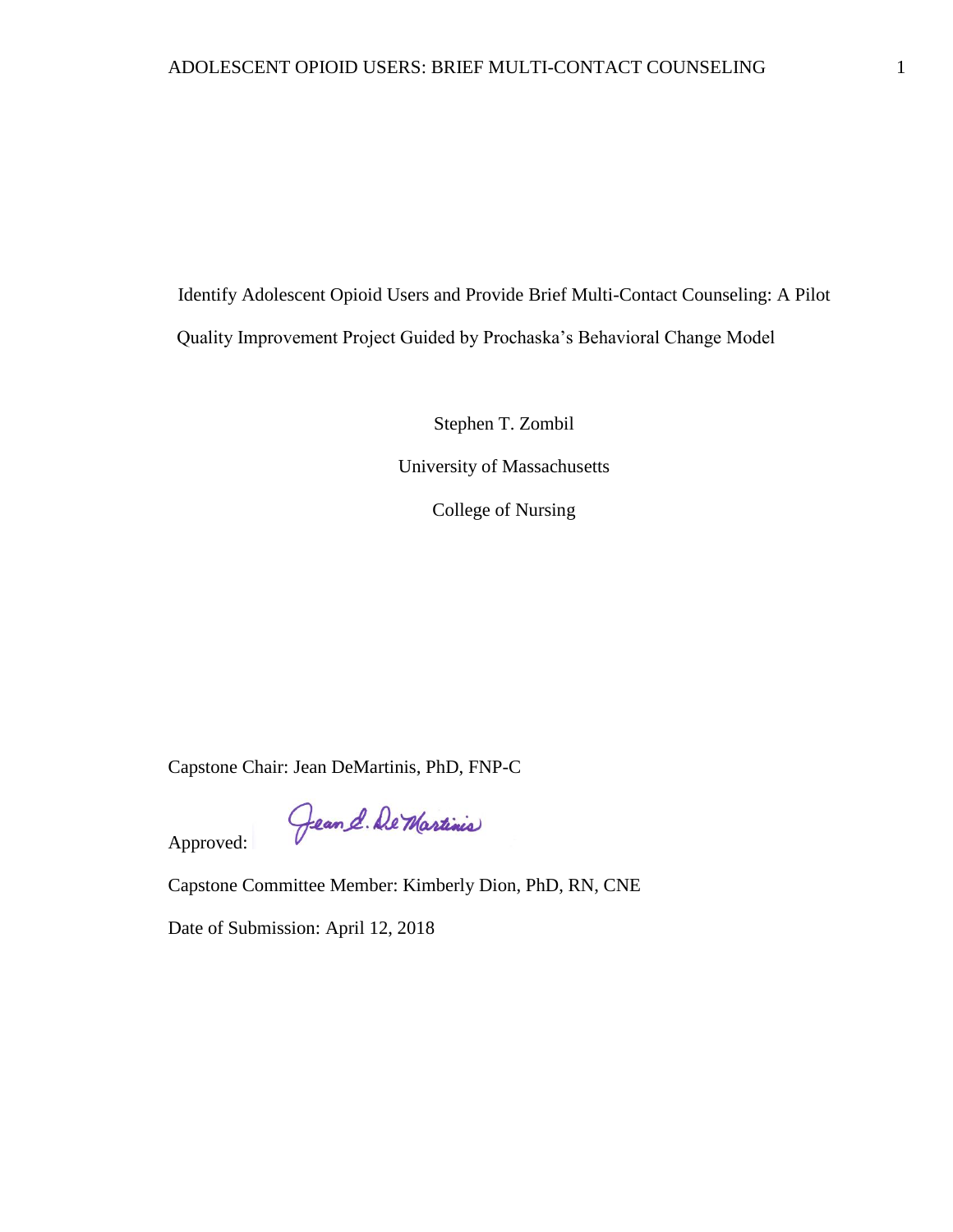Identify Adolescent Opioid Users and Provide Brief Multi-Contact Counseling: A Pilot Quality Improvement Project Guided by Prochaska's Behavioral Change Model

Stephen T. Zombil

University of Massachusetts

College of Nursing

Capstone Chair: Jean DeMartinis, PhD, FNP-C

Approved: Jean E. DeMartinis

Capstone Committee Member: Kimberly Dion, PhD, RN, CNE

Date of Submission: April 12, 2018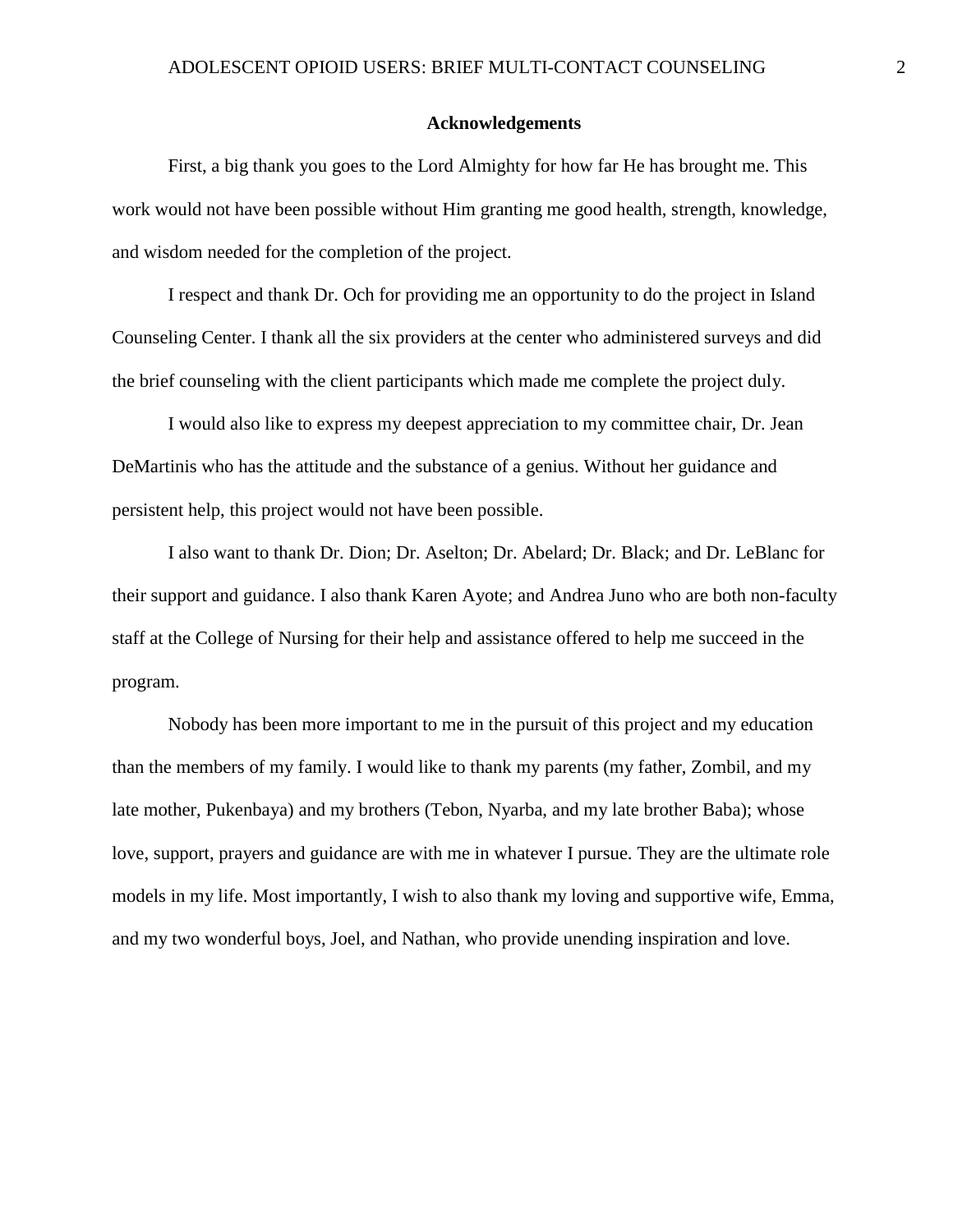## Acknowledgements

First, a big thank you goes to the Lord Almighty for how far He has brought me. This work would not have been possible without Him granting me good health, strength, knowledge, and wisdom needed for the completion of the project.

I respect and thank Dr. Och for providing me an opportunity to do the project in Island Counseling Center. I thank all the six providers at the center who administered surveys and did the brief counseling with the client participants which made me complete the project duly.

I would also like to express my deepest appreciation to my committee chair, Dr. Jean DeMartinis who has the attitude and the substance of a genius. Without her guidance and persistent help, this project would not have been possible.

I also want to thank Dr. Dion; Dr. Aselton; Dr. Abelard; Dr. Black; and Dr. LeBlanc for their support and guidance. I also thank Karen Ayote; and Andrea Juno who are both non-faculty staff at the College of Nursing for their help and assistance offered to help me succeed in the program.

Nobody has been more important to me in the pursuit of this project and my education than the members of my family. I would like to thank my parents (my father, Zombil, and my late mother, Pukenbaya) and my brothers (Tebon, Nyarba, and my late brother Baba); whose love, support, prayers and guidance are with me in whatever I pursue. They are the ultimate role models in my life. Most importantly, I wish to also thank my loving and supportive wife, Emma, and my two wonderful boys, Joel, and Nathan, who provide unending inspiration and love.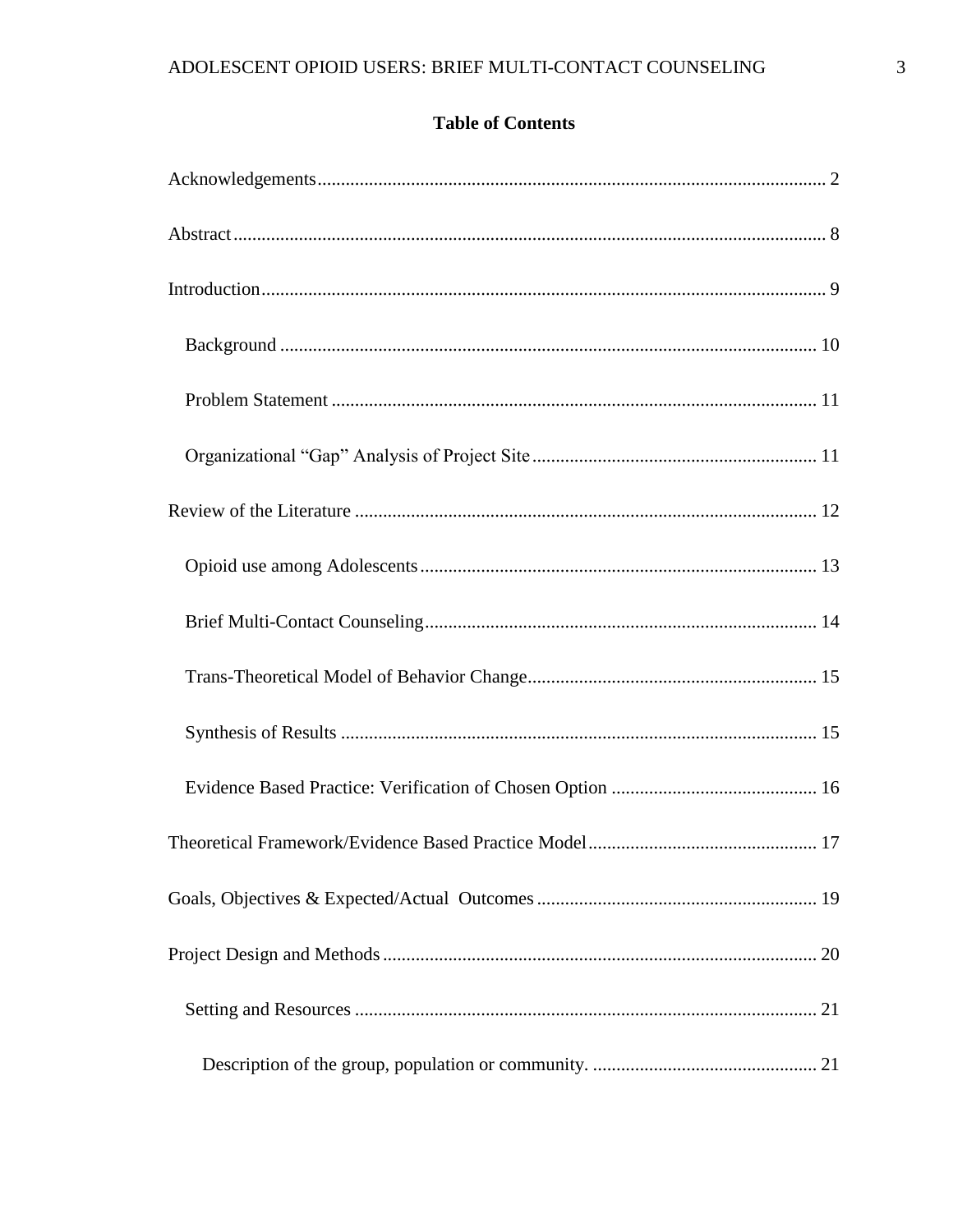**Table of Contents**

Acknowledgements ........................................................................................................... 2

Abstract ............................................................................................................................ 8

Introduction ...................................................................................................................... 9

- Background ................................................................................................................ 10
- Problem Statement ..................................................................................................... 11
- Organizational "Gap" Analysis of Project Site ........................................................... 11

Review of the Literature ................................................................................................. 12

- Opioid use among Adolescents ................................................................................... 13
- Brief Multi-Contact Counseling .................................................................................. 14
- Trans-Theoretical Model of Behavior Change ............................................................ 15
- Synthesis of Results ................................................................................................... 15
- Evidence Based Practice: Verification of Chosen Option ........................................... 16

Theoretical Framework/Evidence Based Practice Model ................................................ 17

Goals, Objectives & Expected/Actual Outcomes ........................................................... 19

Project Design and Methods ........................................................................................... 20

- Setting and Resources ................................................................................................ 21
    - Description of the group, population or community. ............................................. 21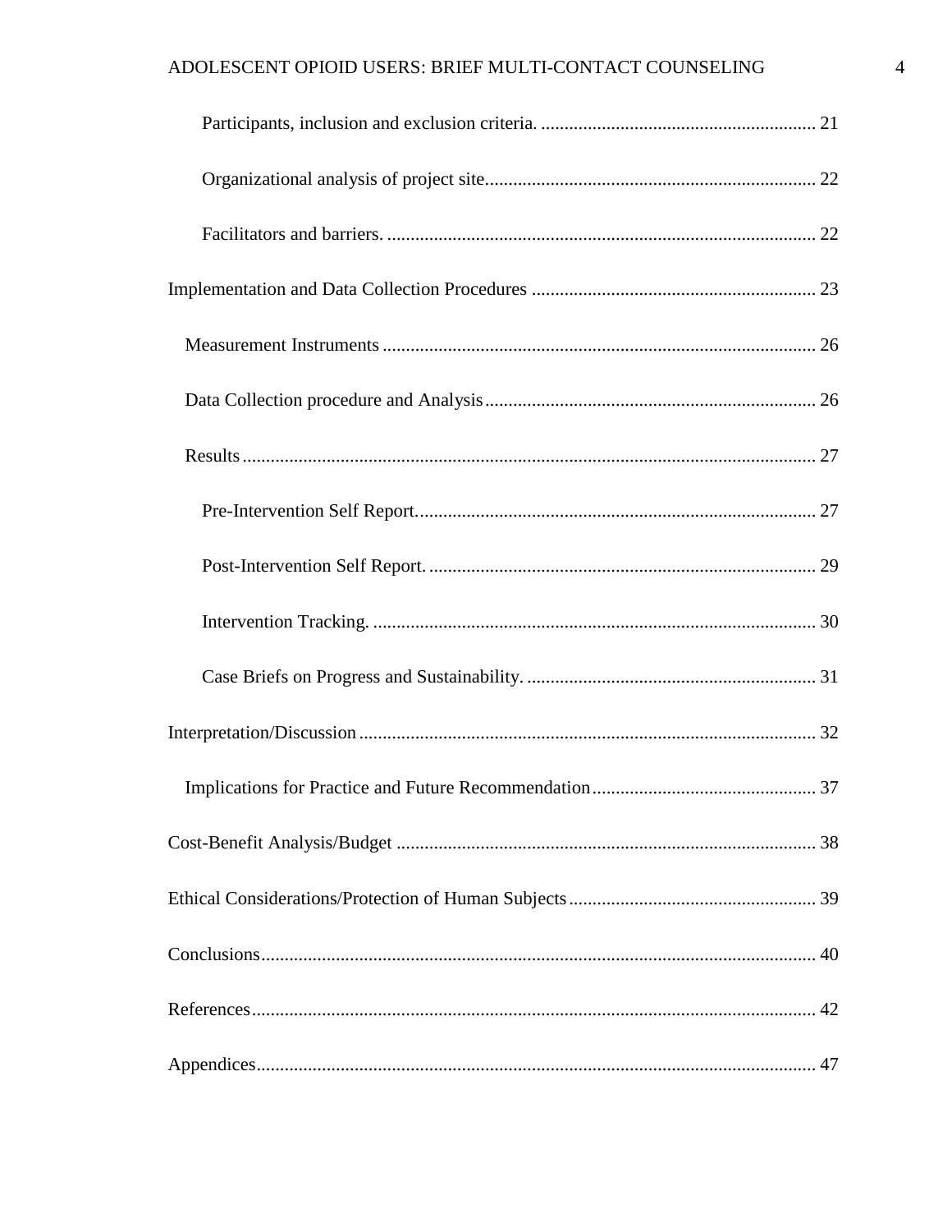Participants, inclusion and exclusion criteria. ............................................................ 21

Organizational analysis of project site...................................................................... 22

Facilitators and barriers. ............................................................................................ 22

Implementation and Data Collection Procedures ............................................................ 23

Measurement Instruments ............................................................................................ 26

Data Collection procedure and Analysis...................................................................... 26

Results .......................................................................................................................... 27

Pre-Intervention Self Report...................................................................................... 27

Post-Intervention Self Report. .................................................................................. 29

Intervention Tracking. .............................................................................................. 30

Case Briefs on Progress and Sustainability. ............................................................. 31

Interpretation/Discussion ................................................................................................. 32

Implications for Practice and Future Recommendation ................................................ 37

Cost-Benefit Analysis/Budget .......................................................................................... 38

Ethical Considerations/Protection of Human Subjects .................................................... 39

Conclusions...................................................................................................................... 40

References........................................................................................................................ 42

Appendices....................................................................................................................... 47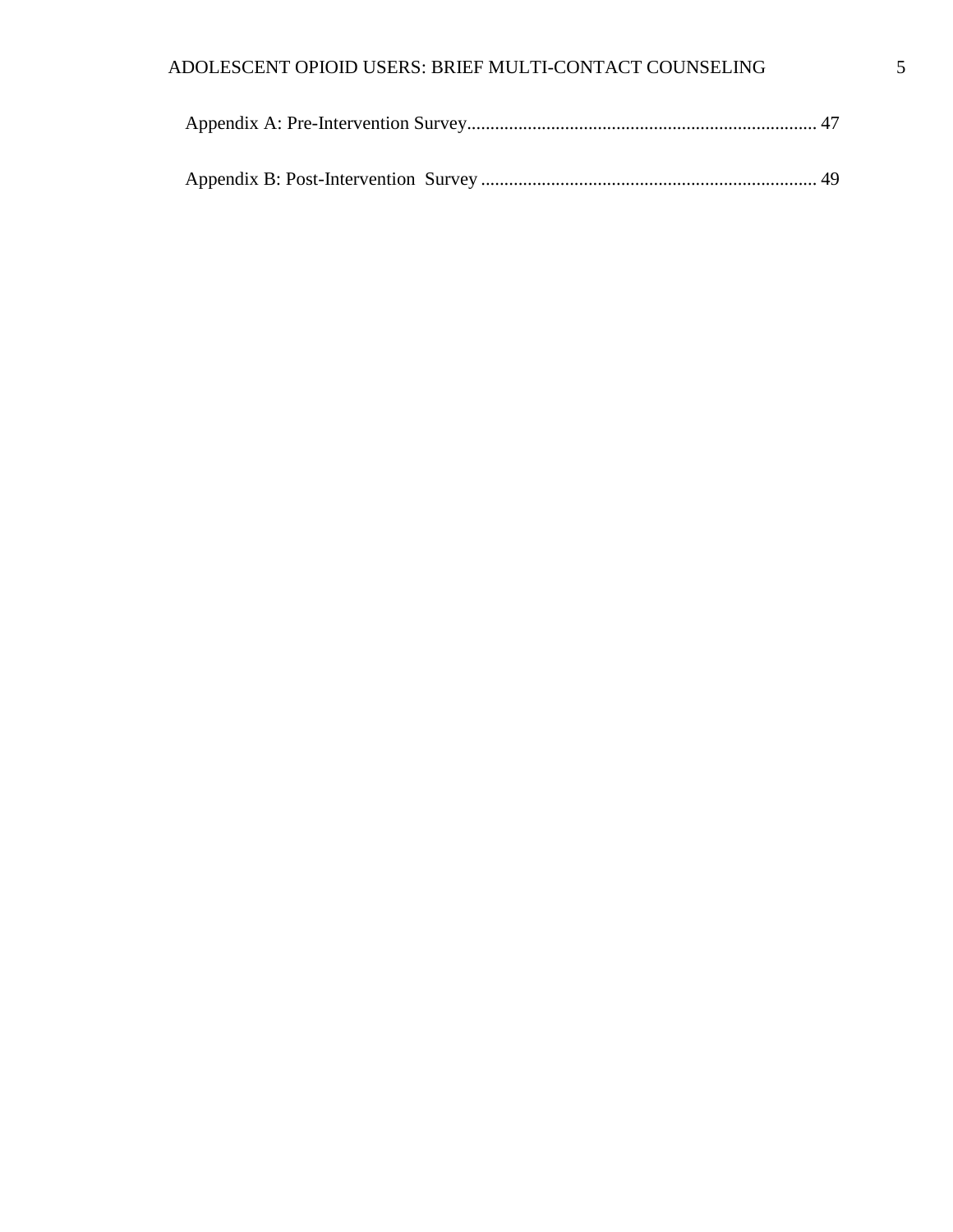Appendix A: Pre-Intervention Survey........................................................................... 47

Appendix B: Post-Intervention Survey ........................................................................ 49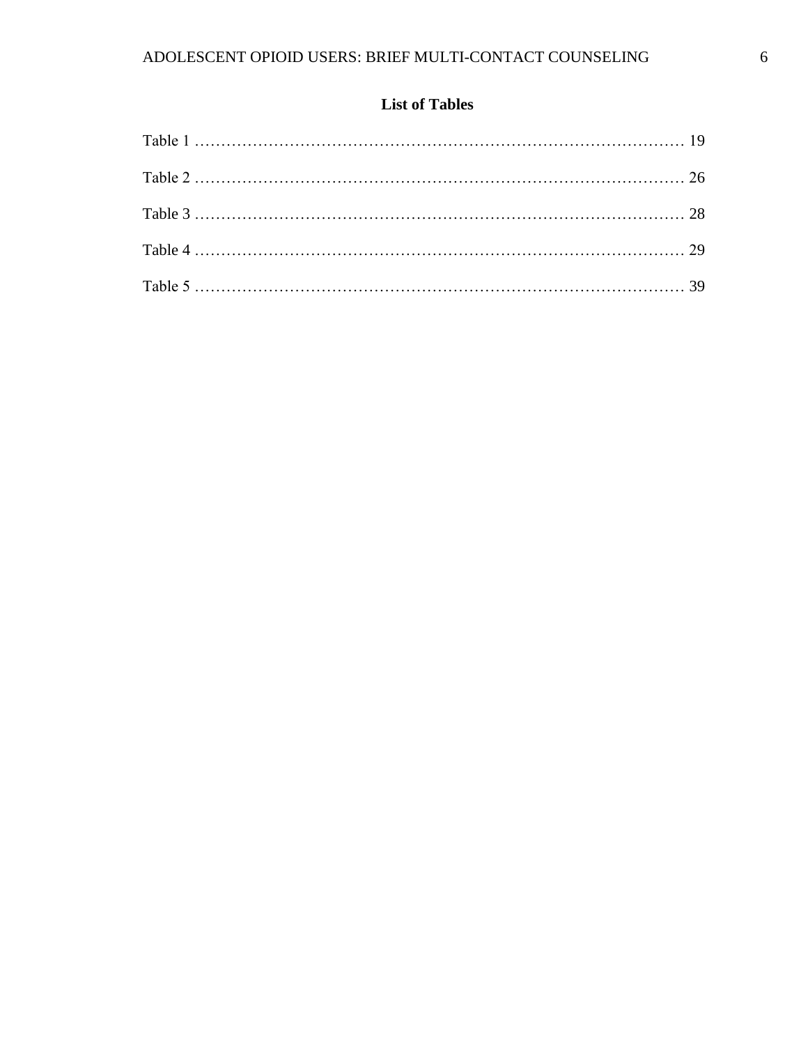## List of Tables

Table 1 ………………………………………………………………………………… 19

Table 2 ………………………………………………………………………………… 26

Table 3 ………………………………………………………………………………… 28

Table 4 ………………………………………………………………………………… 29

Table 5 ………………………………………………………………………………… 39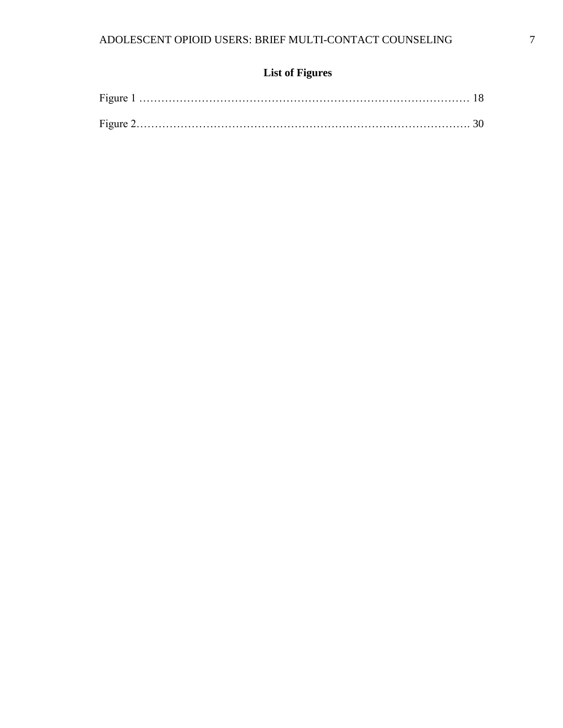## List of Figures

Figure 1 …………………………………………………………………………… 18

Figure 2……………………………………………………………………………. 30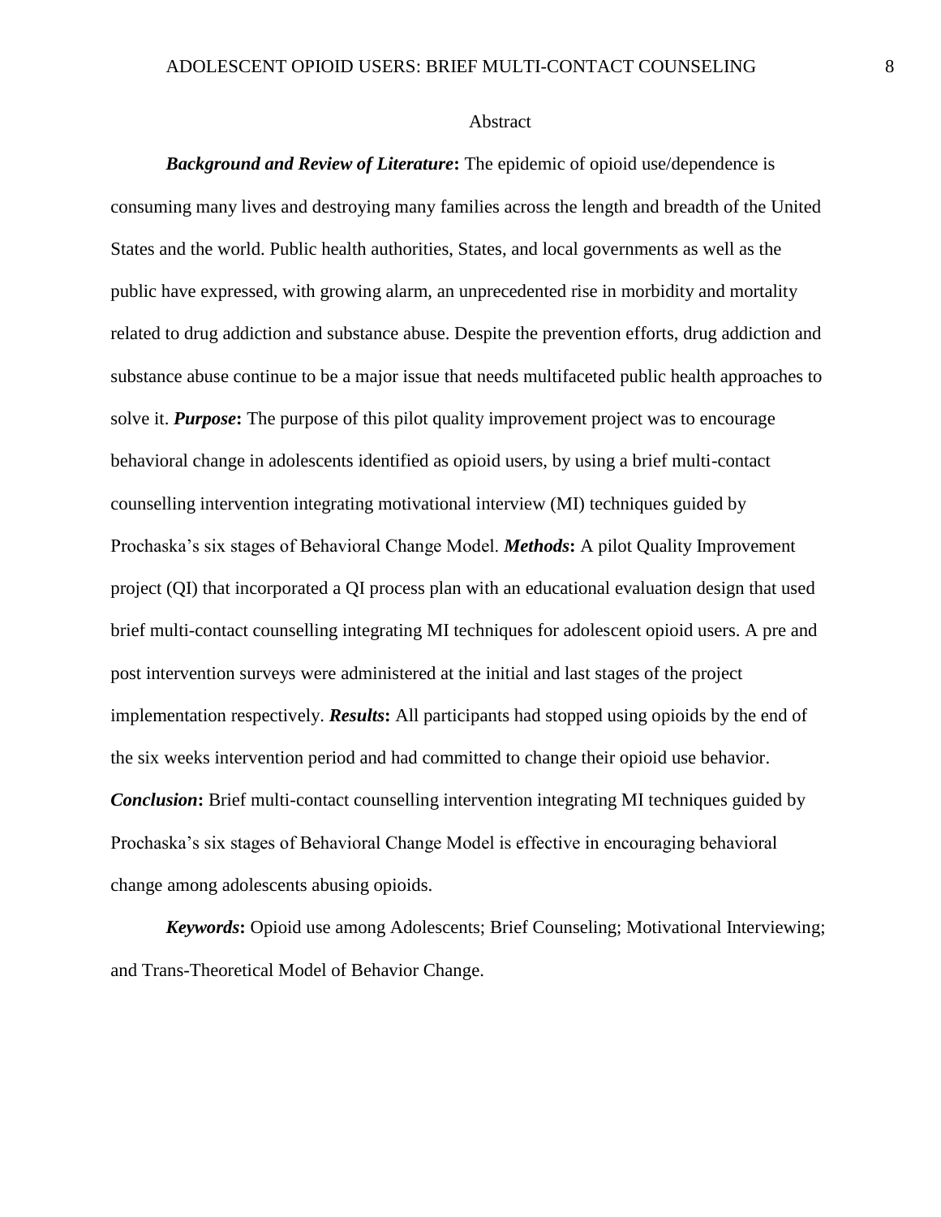## Abstract

***Background and Review of Literature*:** The epidemic of opioid use/dependence is consuming many lives and destroying many families across the length and breadth of the United States and the world. Public health authorities, States, and local governments as well as the public have expressed, with growing alarm, an unprecedented rise in morbidity and mortality related to drug addiction and substance abuse. Despite the prevention efforts, drug addiction and substance abuse continue to be a major issue that needs multifaceted public health approaches to solve it. ***Purpose*:** The purpose of this pilot quality improvement project was to encourage behavioral change in adolescents identified as opioid users, by using a brief multi-contact counselling intervention integrating motivational interview (MI) techniques guided by Prochaska's six stages of Behavioral Change Model. ***Methods*:** A pilot Quality Improvement project (QI) that incorporated a QI process plan with an educational evaluation design that used brief multi-contact counselling integrating MI techniques for adolescent opioid users. A pre and post intervention surveys were administered at the initial and last stages of the project implementation respectively. ***Results*:** All participants had stopped using opioids by the end of the six weeks intervention period and had committed to change their opioid use behavior. ***Conclusion*:** Brief multi-contact counselling intervention integrating MI techniques guided by Prochaska's six stages of Behavioral Change Model is effective in encouraging behavioral change among adolescents abusing opioids.

***Keywords*:** Opioid use among Adolescents; Brief Counseling; Motivational Interviewing; and Trans-Theoretical Model of Behavior Change.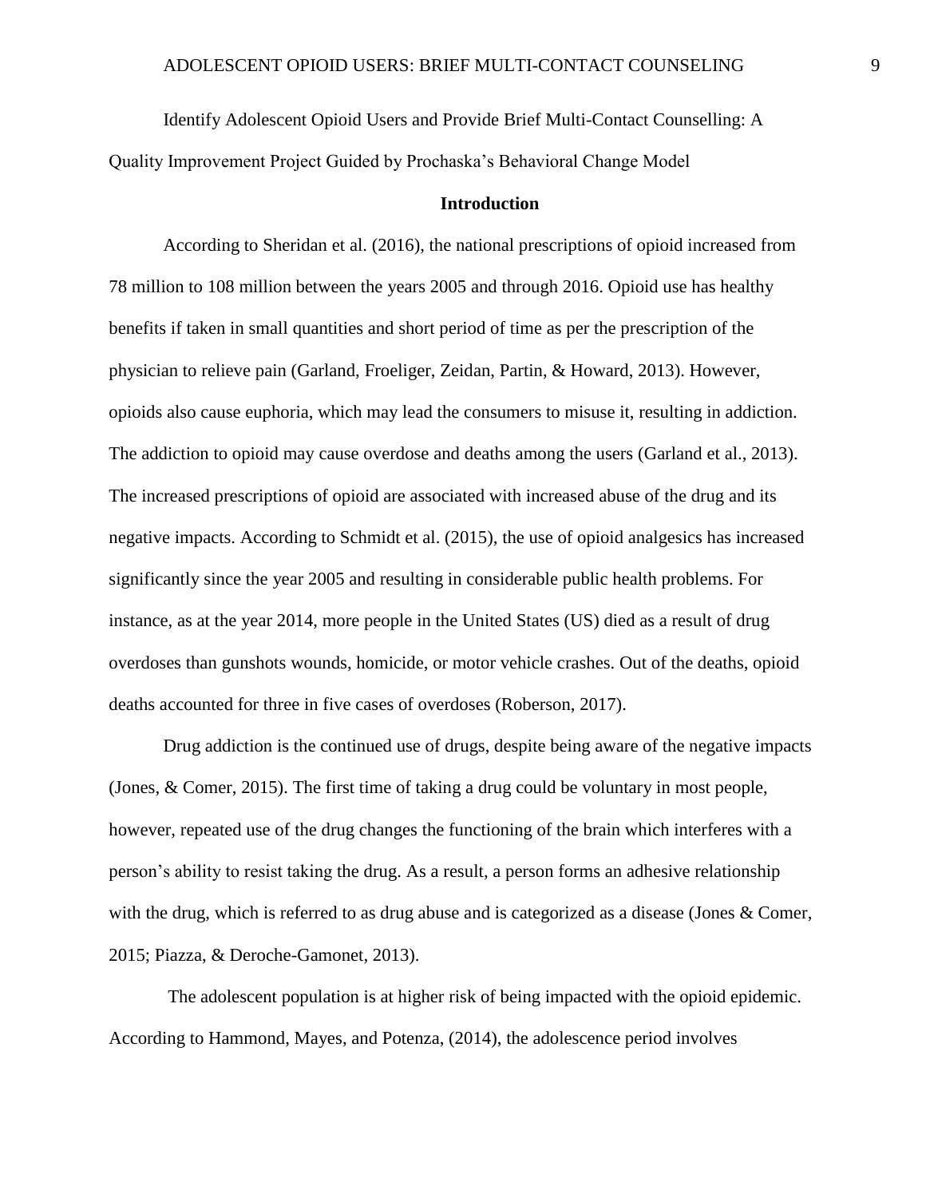Identify Adolescent Opioid Users and Provide Brief Multi-Contact Counselling: A Quality Improvement Project Guided by Prochaska's Behavioral Change Model

## Introduction

According to Sheridan et al. (2016), the national prescriptions of opioid increased from 78 million to 108 million between the years 2005 and through 2016. Opioid use has healthy benefits if taken in small quantities and short period of time as per the prescription of the physician to relieve pain (Garland, Froeliger, Zeidan, Partin, & Howard, 2013). However, opioids also cause euphoria, which may lead the consumers to misuse it, resulting in addiction. The addiction to opioid may cause overdose and deaths among the users (Garland et al., 2013). The increased prescriptions of opioid are associated with increased abuse of the drug and its negative impacts. According to Schmidt et al. (2015), the use of opioid analgesics has increased significantly since the year 2005 and resulting in considerable public health problems. For instance, as at the year 2014, more people in the United States (US) died as a result of drug overdoses than gunshots wounds, homicide, or motor vehicle crashes. Out of the deaths, opioid deaths accounted for three in five cases of overdoses (Roberson, 2017).

Drug addiction is the continued use of drugs, despite being aware of the negative impacts (Jones, & Comer, 2015). The first time of taking a drug could be voluntary in most people, however, repeated use of the drug changes the functioning of the brain which interferes with a person's ability to resist taking the drug. As a result, a person forms an adhesive relationship with the drug, which is referred to as drug abuse and is categorized as a disease (Jones & Comer, 2015; Piazza, & Deroche-Gamonet, 2013).

The adolescent population is at higher risk of being impacted with the opioid epidemic. According to Hammond, Mayes, and Potenza, (2014), the adolescence period involves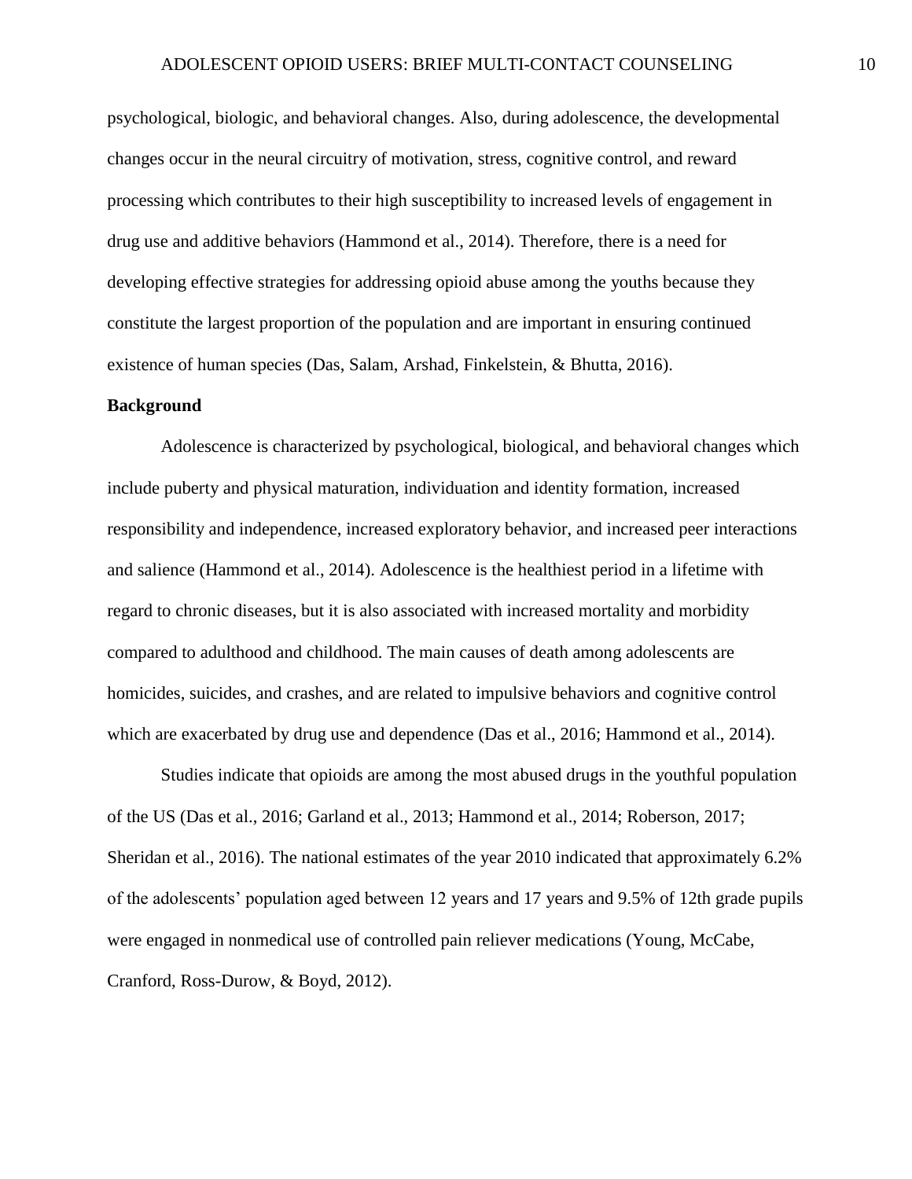psychological, biologic, and behavioral changes. Also, during adolescence, the developmental changes occur in the neural circuitry of motivation, stress, cognitive control, and reward processing which contributes to their high susceptibility to increased levels of engagement in drug use and additive behaviors (Hammond et al., 2014). Therefore, there is a need for developing effective strategies for addressing opioid abuse among the youths because they constitute the largest proportion of the population and are important in ensuring continued existence of human species (Das, Salam, Arshad, Finkelstein, & Bhutta, 2016).

**Background**

Adolescence is characterized by psychological, biological, and behavioral changes which include puberty and physical maturation, individuation and identity formation, increased responsibility and independence, increased exploratory behavior, and increased peer interactions and salience (Hammond et al., 2014). Adolescence is the healthiest period in a lifetime with regard to chronic diseases, but it is also associated with increased mortality and morbidity compared to adulthood and childhood. The main causes of death among adolescents are homicides, suicides, and crashes, and are related to impulsive behaviors and cognitive control which are exacerbated by drug use and dependence (Das et al., 2016; Hammond et al., 2014).

Studies indicate that opioids are among the most abused drugs in the youthful population of the US (Das et al., 2016; Garland et al., 2013; Hammond et al., 2014; Roberson, 2017; Sheridan et al., 2016). The national estimates of the year 2010 indicated that approximately 6.2% of the adolescents' population aged between 12 years and 17 years and 9.5% of 12th grade pupils were engaged in nonmedical use of controlled pain reliever medications (Young, McCabe, Cranford, Ross-Durow, & Boyd, 2012).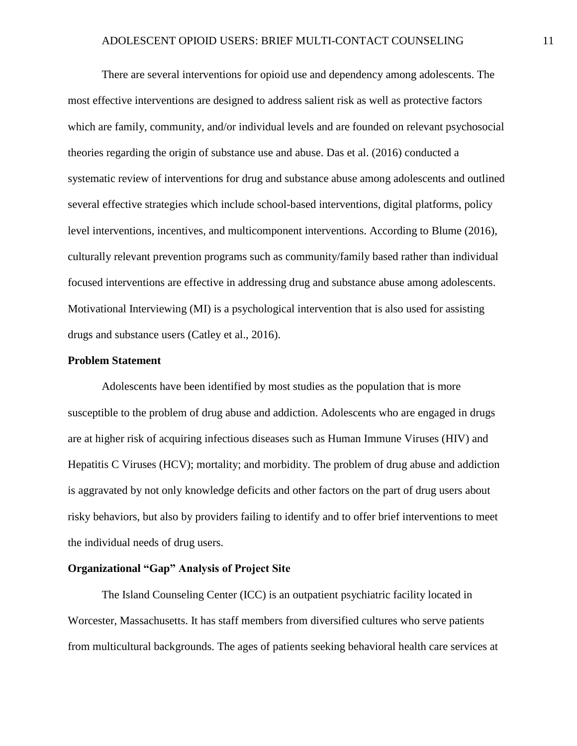There are several interventions for opioid use and dependency among adolescents. The most effective interventions are designed to address salient risk as well as protective factors which are family, community, and/or individual levels and are founded on relevant psychosocial theories regarding the origin of substance use and abuse. Das et al. (2016) conducted a systematic review of interventions for drug and substance abuse among adolescents and outlined several effective strategies which include school-based interventions, digital platforms, policy level interventions, incentives, and multicomponent interventions. According to Blume (2016), culturally relevant prevention programs such as community/family based rather than individual focused interventions are effective in addressing drug and substance abuse among adolescents. Motivational Interviewing (MI) is a psychological intervention that is also used for assisting drugs and substance users (Catley et al., 2016).

## Problem Statement

Adolescents have been identified by most studies as the population that is more susceptible to the problem of drug abuse and addiction. Adolescents who are engaged in drugs are at higher risk of acquiring infectious diseases such as Human Immune Viruses (HIV) and Hepatitis C Viruses (HCV); mortality; and morbidity. The problem of drug abuse and addiction is aggravated by not only knowledge deficits and other factors on the part of drug users about risky behaviors, but also by providers failing to identify and to offer brief interventions to meet the individual needs of drug users.

## Organizational "Gap" Analysis of Project Site

The Island Counseling Center (ICC) is an outpatient psychiatric facility located in Worcester, Massachusetts. It has staff members from diversified cultures who serve patients from multicultural backgrounds. The ages of patients seeking behavioral health care services at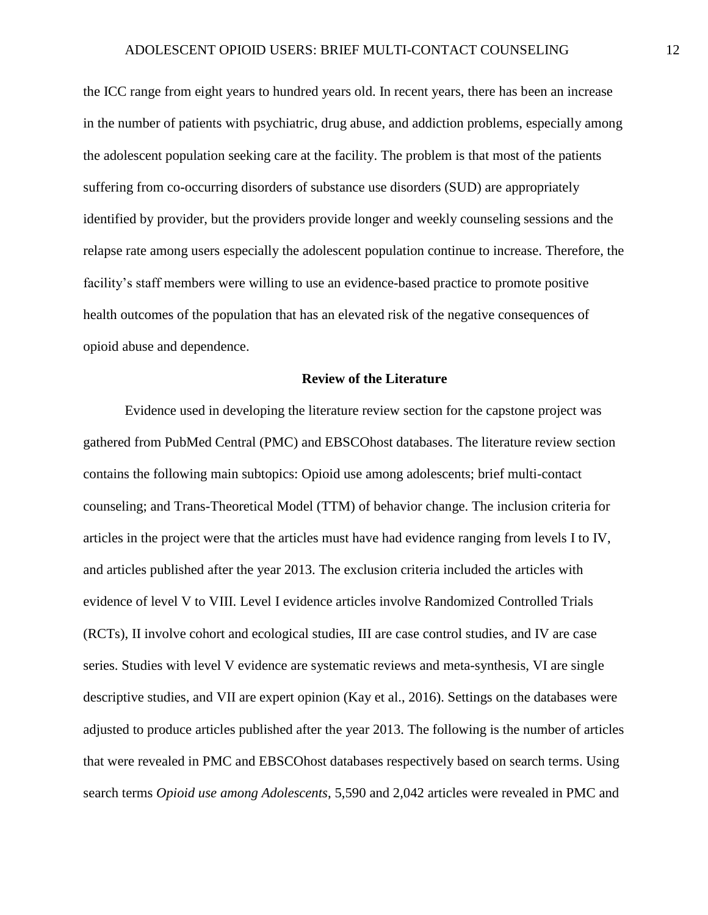the ICC range from eight years to hundred years old. In recent years, there has been an increase in the number of patients with psychiatric, drug abuse, and addiction problems, especially among the adolescent population seeking care at the facility. The problem is that most of the patients suffering from co-occurring disorders of substance use disorders (SUD) are appropriately identified by provider, but the providers provide longer and weekly counseling sessions and the relapse rate among users especially the adolescent population continue to increase. Therefore, the facility's staff members were willing to use an evidence-based practice to promote positive health outcomes of the population that has an elevated risk of the negative consequences of opioid abuse and dependence.

## Review of the Literature

Evidence used in developing the literature review section for the capstone project was gathered from PubMed Central (PMC) and EBSCOhost databases. The literature review section contains the following main subtopics: Opioid use among adolescents; brief multi-contact counseling; and Trans-Theoretical Model (TTM) of behavior change. The inclusion criteria for articles in the project were that the articles must have had evidence ranging from levels I to IV, and articles published after the year 2013. The exclusion criteria included the articles with evidence of level V to VIII. Level I evidence articles involve Randomized Controlled Trials (RCTs), II involve cohort and ecological studies, III are case control studies, and IV are case series. Studies with level V evidence are systematic reviews and meta-synthesis, VI are single descriptive studies, and VII are expert opinion (Kay et al., 2016). Settings on the databases were adjusted to produce articles published after the year 2013. The following is the number of articles that were revealed in PMC and EBSCOhost databases respectively based on search terms. Using search terms *Opioid use among Adolescents*, 5,590 and 2,042 articles were revealed in PMC and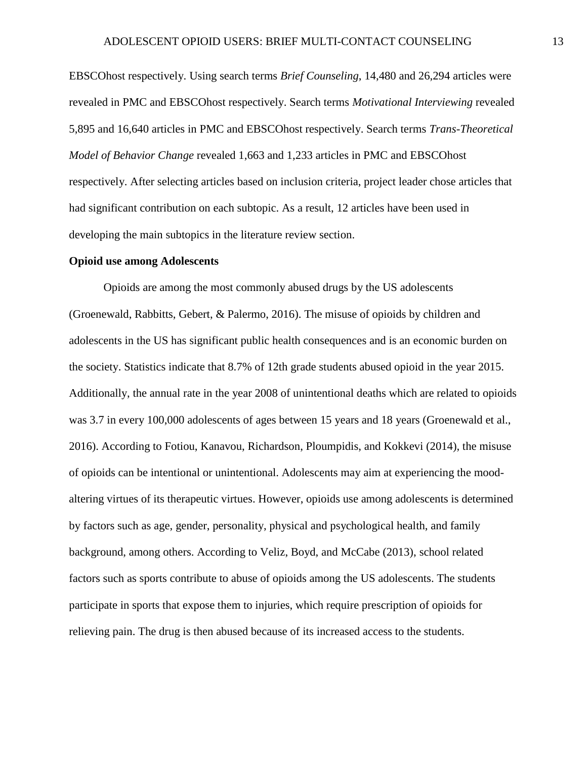EBSCOhost respectively. Using search terms *Brief Counseling*, 14,480 and 26,294 articles were revealed in PMC and EBSCOhost respectively. Search terms *Motivational Interviewing* revealed 5,895 and 16,640 articles in PMC and EBSCOhost respectively. Search terms *Trans-Theoretical Model of Behavior Change* revealed 1,663 and 1,233 articles in PMC and EBSCOhost respectively. After selecting articles based on inclusion criteria, project leader chose articles that had significant contribution on each subtopic. As a result, 12 articles have been used in developing the main subtopics in the literature review section.

**Opioid use among Adolescents**

Opioids are among the most commonly abused drugs by the US adolescents (Groenewald, Rabbitts, Gebert, & Palermo, 2016). The misuse of opioids by children and adolescents in the US has significant public health consequences and is an economic burden on the society. Statistics indicate that 8.7% of 12th grade students abused opioid in the year 2015. Additionally, the annual rate in the year 2008 of unintentional deaths which are related to opioids was 3.7 in every 100,000 adolescents of ages between 15 years and 18 years (Groenewald et al., 2016). According to Fotiou, Kanavou, Richardson, Ploumpidis, and Kokkevi (2014), the misuse of opioids can be intentional or unintentional. Adolescents may aim at experiencing the mood-altering virtues of its therapeutic virtues. However, opioids use among adolescents is determined by factors such as age, gender, personality, physical and psychological health, and family background, among others. According to Veliz, Boyd, and McCabe (2013), school related factors such as sports contribute to abuse of opioids among the US adolescents. The students participate in sports that expose them to injuries, which require prescription of opioids for relieving pain. The drug is then abused because of its increased access to the students.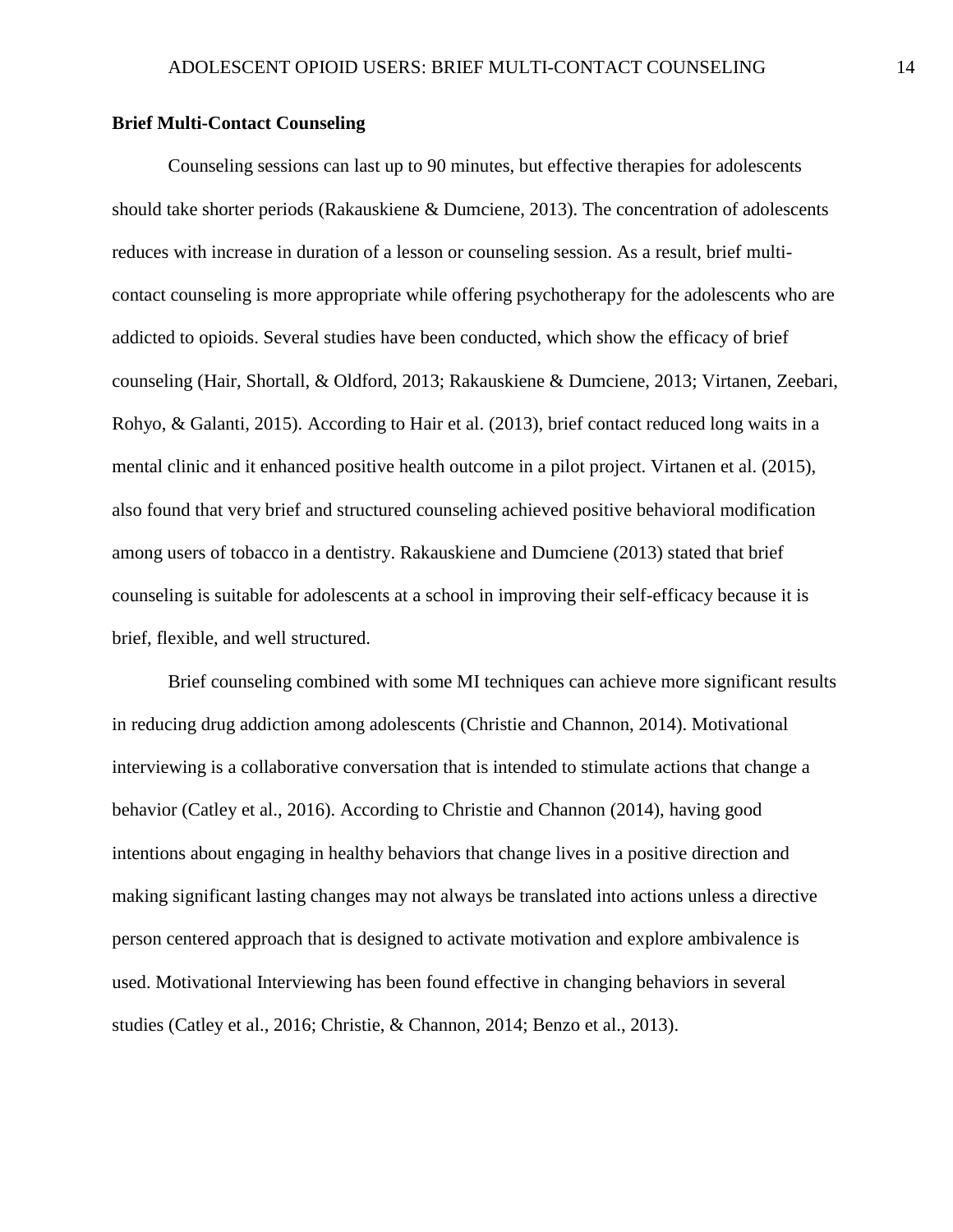**Brief Multi-Contact Counseling**

Counseling sessions can last up to 90 minutes, but effective therapies for adolescents should take shorter periods (Rakauskiene & Dumciene, 2013). The concentration of adolescents reduces with increase in duration of a lesson or counseling session. As a result, brief multi-contact counseling is more appropriate while offering psychotherapy for the adolescents who are addicted to opioids. Several studies have been conducted, which show the efficacy of brief counseling (Hair, Shortall, & Oldford, 2013; Rakauskiene & Dumciene, 2013; Virtanen, Zeebari, Rohyo, & Galanti, 2015). According to Hair et al. (2013), brief contact reduced long waits in a mental clinic and it enhanced positive health outcome in a pilot project. Virtanen et al. (2015), also found that very brief and structured counseling achieved positive behavioral modification among users of tobacco in a dentistry. Rakauskiene and Dumciene (2013) stated that brief counseling is suitable for adolescents at a school in improving their self-efficacy because it is brief, flexible, and well structured.

Brief counseling combined with some MI techniques can achieve more significant results in reducing drug addiction among adolescents (Christie and Channon, 2014). Motivational interviewing is a collaborative conversation that is intended to stimulate actions that change a behavior (Catley et al., 2016). According to Christie and Channon (2014), having good intentions about engaging in healthy behaviors that change lives in a positive direction and making significant lasting changes may not always be translated into actions unless a directive person centered approach that is designed to activate motivation and explore ambivalence is used. Motivational Interviewing has been found effective in changing behaviors in several studies (Catley et al., 2016; Christie, & Channon, 2014; Benzo et al., 2013).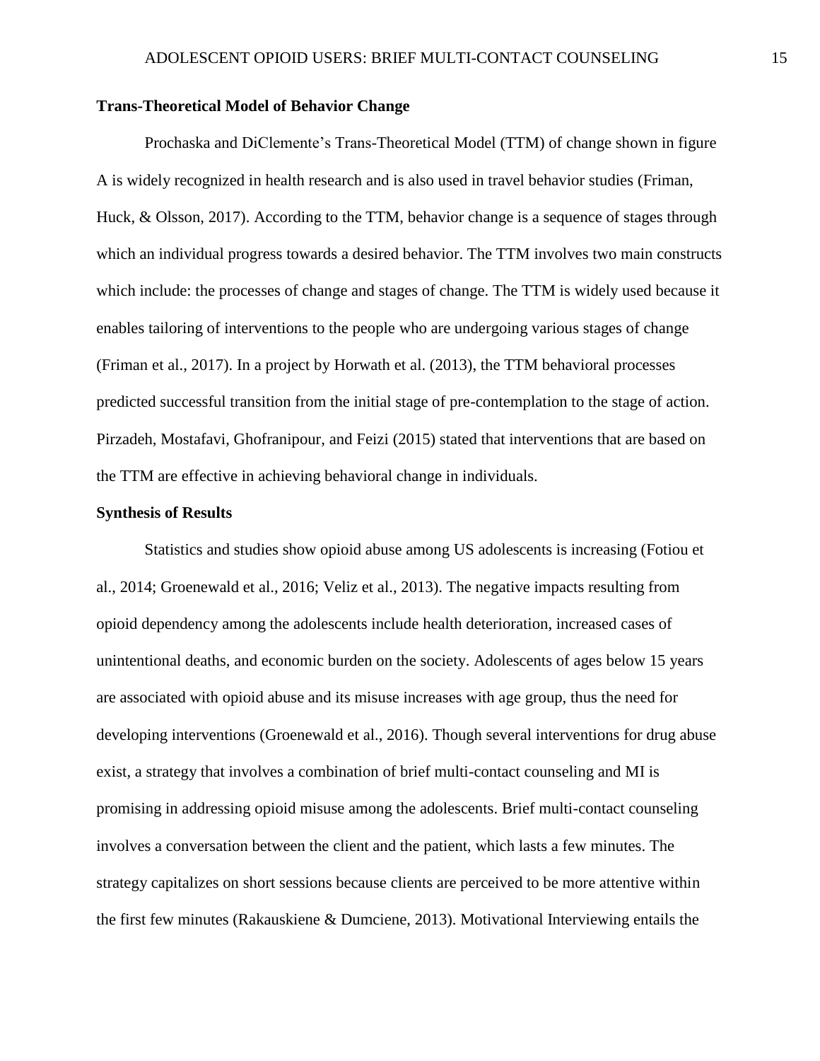## Trans-Theoretical Model of Behavior Change

Prochaska and DiClemente's Trans-Theoretical Model (TTM) of change shown in figure A is widely recognized in health research and is also used in travel behavior studies (Friman, Huck, & Olsson, 2017). According to the TTM, behavior change is a sequence of stages through which an individual progress towards a desired behavior. The TTM involves two main constructs which include: the processes of change and stages of change. The TTM is widely used because it enables tailoring of interventions to the people who are undergoing various stages of change (Friman et al., 2017). In a project by Horwath et al. (2013), the TTM behavioral processes predicted successful transition from the initial stage of pre-contemplation to the stage of action. Pirzadeh, Mostafavi, Ghofranipour, and Feizi (2015) stated that interventions that are based on the TTM are effective in achieving behavioral change in individuals.

## Synthesis of Results

Statistics and studies show opioid abuse among US adolescents is increasing (Fotiou et al., 2014; Groenewald et al., 2016; Veliz et al., 2013). The negative impacts resulting from opioid dependency among the adolescents include health deterioration, increased cases of unintentional deaths, and economic burden on the society. Adolescents of ages below 15 years are associated with opioid abuse and its misuse increases with age group, thus the need for developing interventions (Groenewald et al., 2016). Though several interventions for drug abuse exist, a strategy that involves a combination of brief multi-contact counseling and MI is promising in addressing opioid misuse among the adolescents. Brief multi-contact counseling involves a conversation between the client and the patient, which lasts a few minutes. The strategy capitalizes on short sessions because clients are perceived to be more attentive within the first few minutes (Rakauskiene & Dumciene, 2013). Motivational Interviewing entails the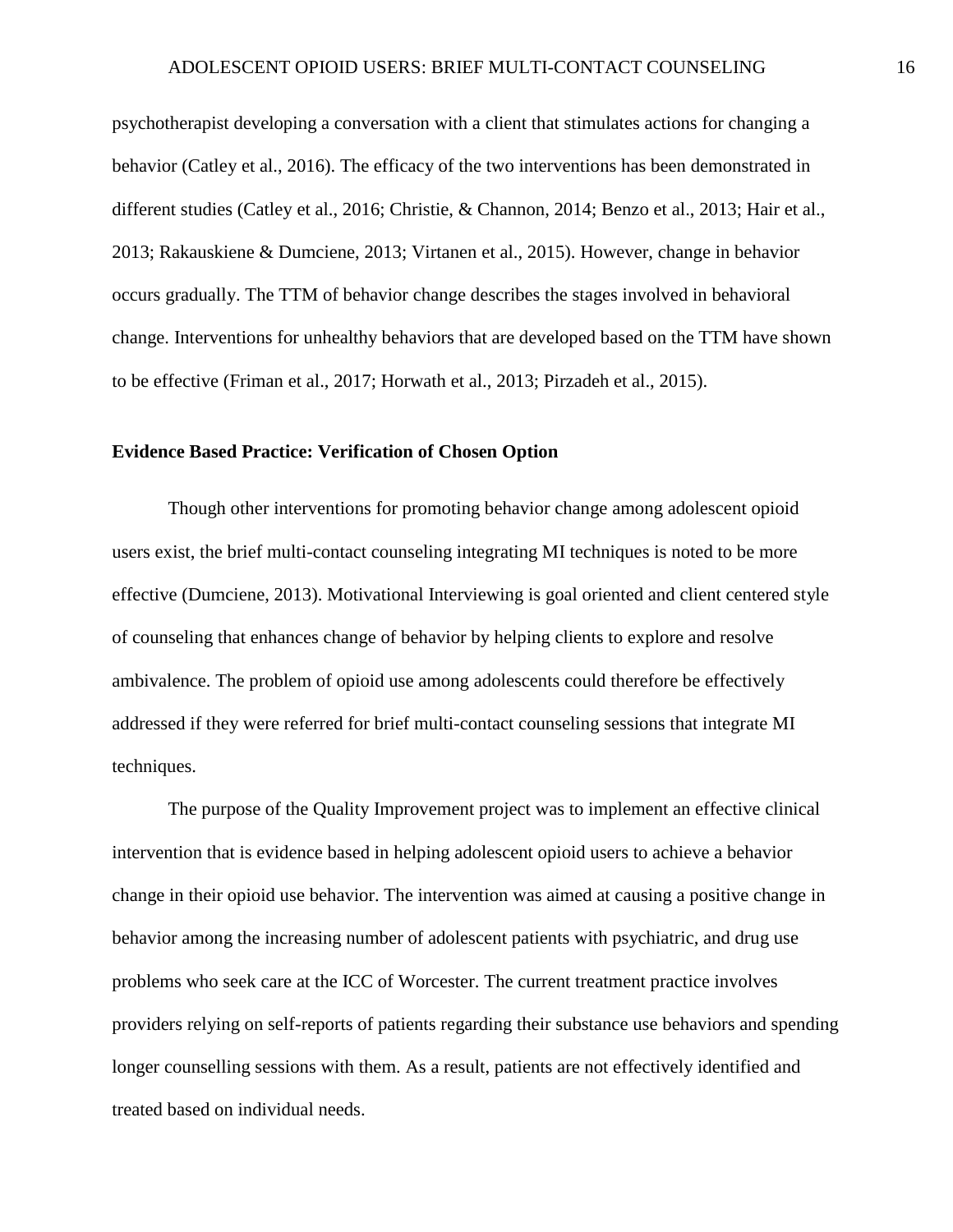psychotherapist developing a conversation with a client that stimulates actions for changing a behavior (Catley et al., 2016). The efficacy of the two interventions has been demonstrated in different studies (Catley et al., 2016; Christie, & Channon, 2014; Benzo et al., 2013; Hair et al., 2013; Rakauskiene & Dumciene, 2013; Virtanen et al., 2015). However, change in behavior occurs gradually. The TTM of behavior change describes the stages involved in behavioral change. Interventions for unhealthy behaviors that are developed based on the TTM have shown to be effective (Friman et al., 2017; Horwath et al., 2013; Pirzadeh et al., 2015).

**Evidence Based Practice: Verification of Chosen Option**

Though other interventions for promoting behavior change among adolescent opioid users exist, the brief multi-contact counseling integrating MI techniques is noted to be more effective (Dumciene, 2013). Motivational Interviewing is goal oriented and client centered style of counseling that enhances change of behavior by helping clients to explore and resolve ambivalence. The problem of opioid use among adolescents could therefore be effectively addressed if they were referred for brief multi-contact counseling sessions that integrate MI techniques.

The purpose of the Quality Improvement project was to implement an effective clinical intervention that is evidence based in helping adolescent opioid users to achieve a behavior change in their opioid use behavior. The intervention was aimed at causing a positive change in behavior among the increasing number of adolescent patients with psychiatric, and drug use problems who seek care at the ICC of Worcester. The current treatment practice involves providers relying on self-reports of patients regarding their substance use behaviors and spending longer counselling sessions with them. As a result, patients are not effectively identified and treated based on individual needs.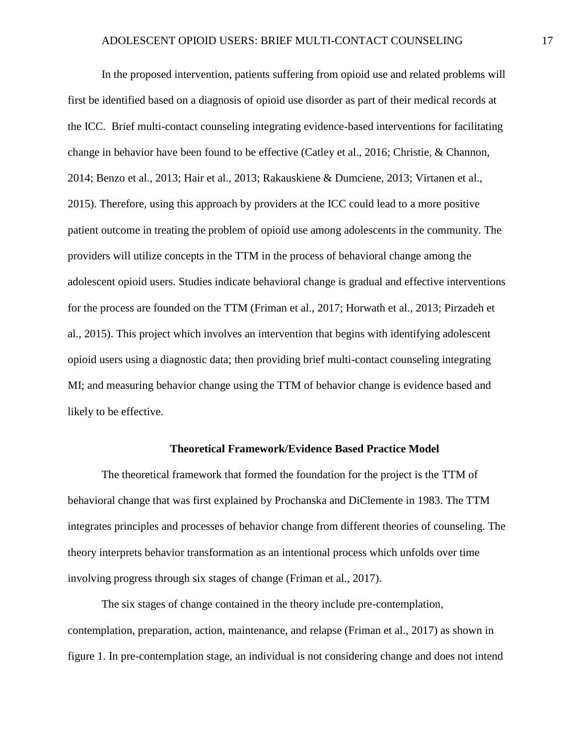In the proposed intervention, patients suffering from opioid use and related problems will first be identified based on a diagnosis of opioid use disorder as part of their medical records at the ICC. Brief multi-contact counseling integrating evidence-based interventions for facilitating change in behavior have been found to be effective (Catley et al., 2016; Christie, & Channon, 2014; Benzo et al., 2013; Hair et al., 2013; Rakauskiene & Dumciene, 2013; Virtanen et al., 2015). Therefore, using this approach by providers at the ICC could lead to a more positive patient outcome in treating the problem of opioid use among adolescents in the community. The providers will utilize concepts in the TTM in the process of behavioral change among the adolescent opioid users. Studies indicate behavioral change is gradual and effective interventions for the process are founded on the TTM (Friman et al., 2017; Horwath et al., 2013; Pirzadeh et al., 2015). This project which involves an intervention that begins with identifying adolescent opioid users using a diagnostic data; then providing brief multi-contact counseling integrating MI; and measuring behavior change using the TTM of behavior change is evidence based and likely to be effective.

## Theoretical Framework/Evidence Based Practice Model

The theoretical framework that formed the foundation for the project is the TTM of behavioral change that was first explained by Prochanska and DiClemente in 1983. The TTM integrates principles and processes of behavior change from different theories of counseling. The theory interprets behavior transformation as an intentional process which unfolds over time involving progress through six stages of change (Friman et al., 2017).

The six stages of change contained in the theory include pre-contemplation, contemplation, preparation, action, maintenance, and relapse (Friman et al., 2017) as shown in figure 1. In pre-contemplation stage, an individual is not considering change and does not intend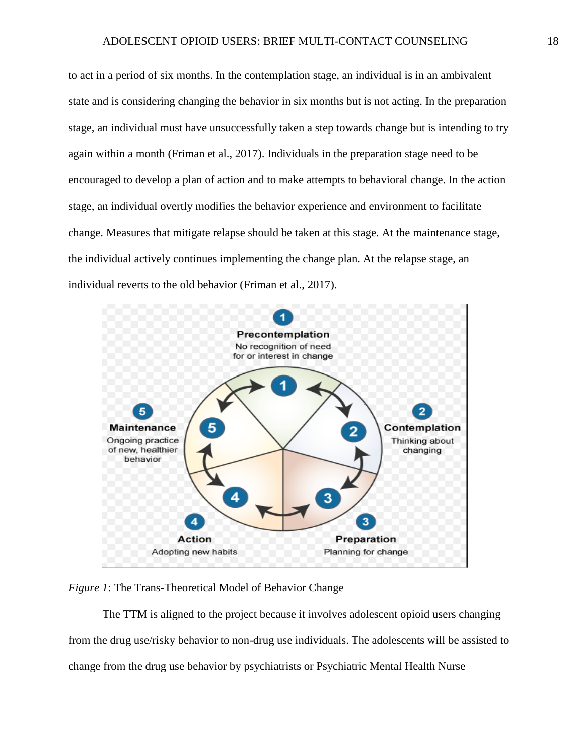to act in a period of six months. In the contemplation stage, an individual is in an ambivalent state and is considering changing the behavior in six months but is not acting. In the preparation stage, an individual must have unsuccessfully taken a step towards change but is intending to try again within a month (Friman et al., 2017). Individuals in the preparation stage need to be encouraged to develop a plan of action and to make attempts to behavioral change. In the action stage, an individual overtly modifies the behavior experience and environment to facilitate change. Measures that mitigate relapse should be taken at this stage. At the maintenance stage, the individual actively continues implementing the change plan. At the relapse stage, an individual reverts to the old behavior (Friman et al., 2017).

*Figure 1*: The Trans-Theoretical Model of Behavior Change

The TTM is aligned to the project because it involves adolescent opioid users changing from the drug use/risky behavior to non-drug use individuals. The adolescents will be assisted to change from the drug use behavior by psychiatrists or Psychiatric Mental Health Nurse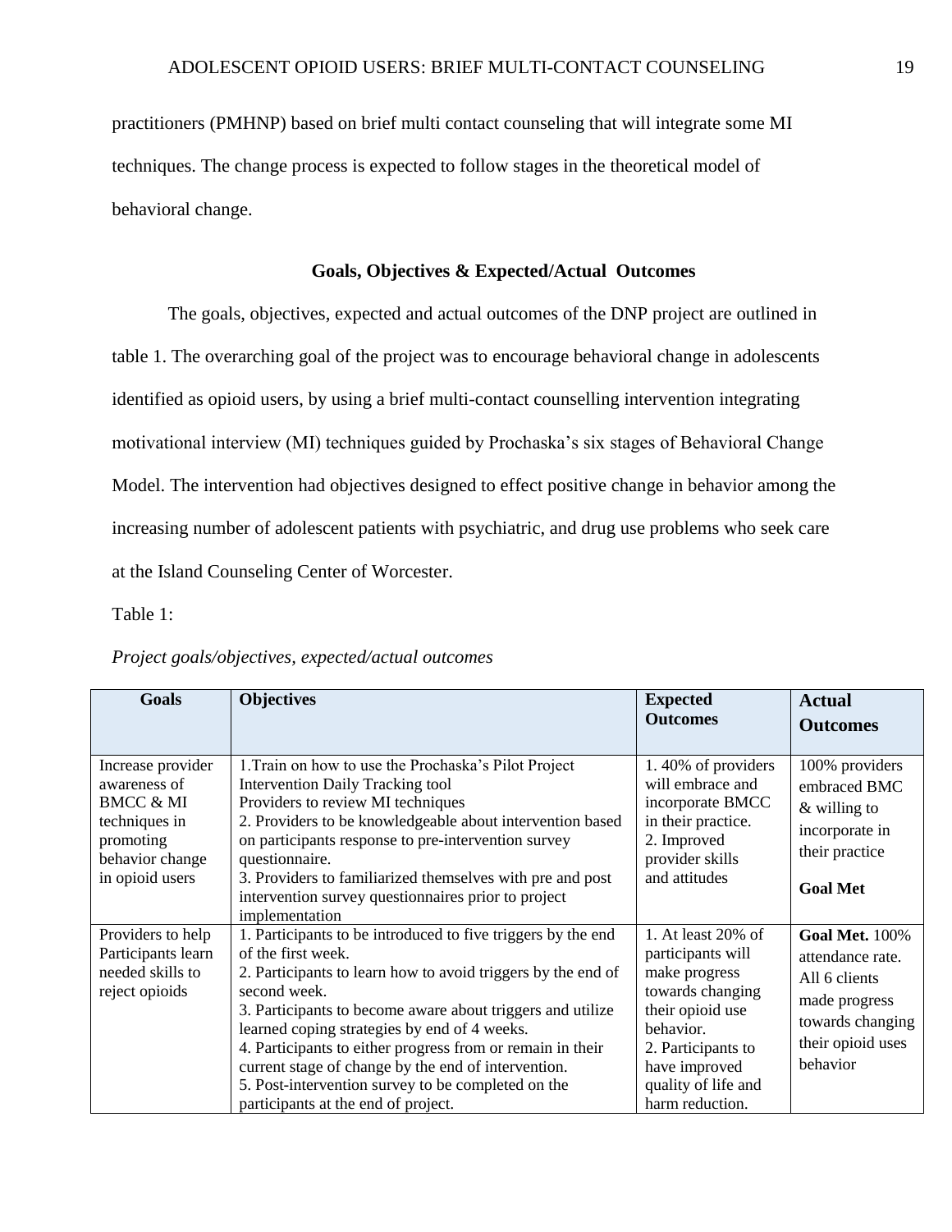practitioners (PMHNP) based on brief multi contact counseling that will integrate some MI techniques. The change process is expected to follow stages in the theoretical model of behavioral change.

## Goals, Objectives & Expected/Actual Outcomes

The goals, objectives, expected and actual outcomes of the DNP project are outlined in table 1. The overarching goal of the project was to encourage behavioral change in adolescents identified as opioid users, by using a brief multi-contact counselling intervention integrating motivational interview (MI) techniques guided by Prochaska's six stages of Behavioral Change Model. The intervention had objectives designed to effect positive change in behavior among the increasing number of adolescent patients with psychiatric, and drug use problems who seek care at the Island Counseling Center of Worcester.

Table 1:

*Project goals/objectives, expected/actual outcomes*

| Goals | Objectives | Expected Outcomes | Actual Outcomes |
|---|---|---|---|
| Increase provider awareness of BMCC & MI techniques in promoting behavior change in opioid users | 1.Train on how to use the Prochaska's Pilot Project Intervention Daily Tracking tool<br>Providers to review MI techniques<br>2. Providers to be knowledgeable about intervention based on participants response to pre-intervention survey questionnaire.<br>3. Providers to familiarized themselves with pre and post intervention survey questionnaires prior to project implementation | 1. 40% of providers will embrace and incorporate BMCC in their practice.<br>2. Improved provider skills and attitudes | 100% providers embraced BMC & willing to incorporate in their practice<br><br>**Goal Met** |
| Providers to help Participants learn needed skills to reject opioids | 1. Participants to be introduced to five triggers by the end of the first week.<br>2. Participants to learn how to avoid triggers by the end of second week.<br>3. Participants to become aware about triggers and utilize learned coping strategies by end of 4 weeks.<br>4. Participants to either progress from or remain in their current stage of change by the end of intervention.<br>5. Post-intervention survey to be completed on the participants at the end of project. | 1. At least 20% of participants will make progress towards changing their opioid use behavior.<br>2. Participants to have improved quality of life and harm reduction. | **Goal Met.** 100% attendance rate. All 6 clients made progress towards changing their opioid uses behavior |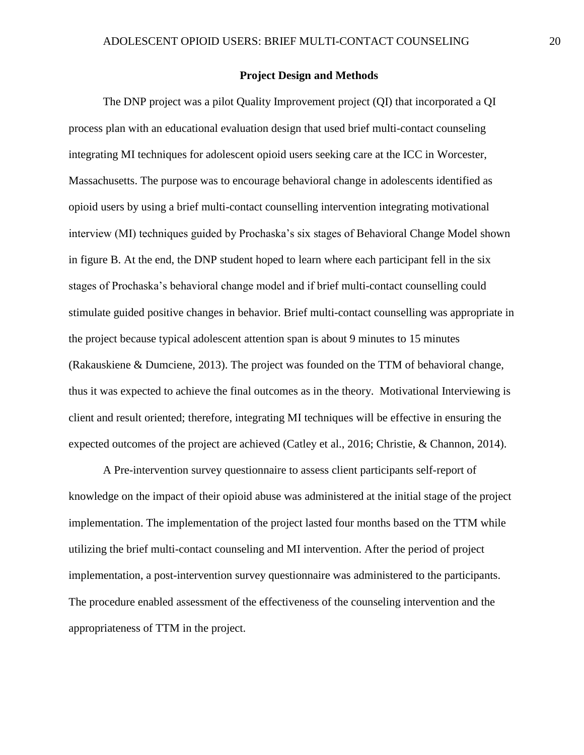## Project Design and Methods

The DNP project was a pilot Quality Improvement project (QI) that incorporated a QI process plan with an educational evaluation design that used brief multi-contact counseling integrating MI techniques for adolescent opioid users seeking care at the ICC in Worcester, Massachusetts. The purpose was to encourage behavioral change in adolescents identified as opioid users by using a brief multi-contact counselling intervention integrating motivational interview (MI) techniques guided by Prochaska's six stages of Behavioral Change Model shown in figure B. At the end, the DNP student hoped to learn where each participant fell in the six stages of Prochaska's behavioral change model and if brief multi-contact counselling could stimulate guided positive changes in behavior. Brief multi-contact counselling was appropriate in the project because typical adolescent attention span is about 9 minutes to 15 minutes (Rakauskiene & Dumciene, 2013). The project was founded on the TTM of behavioral change, thus it was expected to achieve the final outcomes as in the theory. Motivational Interviewing is client and result oriented; therefore, integrating MI techniques will be effective in ensuring the expected outcomes of the project are achieved (Catley et al., 2016; Christie, & Channon, 2014).

A Pre-intervention survey questionnaire to assess client participants self-report of knowledge on the impact of their opioid abuse was administered at the initial stage of the project implementation. The implementation of the project lasted four months based on the TTM while utilizing the brief multi-contact counseling and MI intervention. After the period of project implementation, a post-intervention survey questionnaire was administered to the participants. The procedure enabled assessment of the effectiveness of the counseling intervention and the appropriateness of TTM in the project.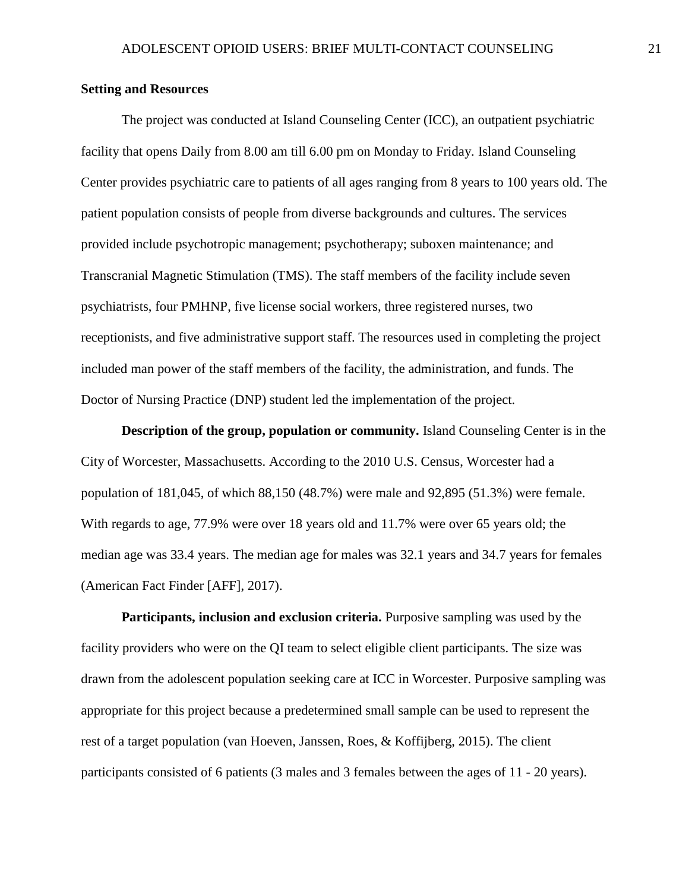**Setting and Resources**

The project was conducted at Island Counseling Center (ICC), an outpatient psychiatric facility that opens Daily from 8.00 am till 6.00 pm on Monday to Friday. Island Counseling Center provides psychiatric care to patients of all ages ranging from 8 years to 100 years old. The patient population consists of people from diverse backgrounds and cultures. The services provided include psychotropic management; psychotherapy; suboxen maintenance; and Transcranial Magnetic Stimulation (TMS). The staff members of the facility include seven psychiatrists, four PMHNP, five license social workers, three registered nurses, two receptionists, and five administrative support staff. The resources used in completing the project included man power of the staff members of the facility, the administration, and funds. The Doctor of Nursing Practice (DNP) student led the implementation of the project.

**Description of the group, population or community.** Island Counseling Center is in the City of Worcester, Massachusetts. According to the 2010 U.S. Census, Worcester had a population of 181,045, of which 88,150 (48.7%) were male and 92,895 (51.3%) were female. With regards to age, 77.9% were over 18 years old and 11.7% were over 65 years old; the median age was 33.4 years. The median age for males was 32.1 years and 34.7 years for females (American Fact Finder [AFF], 2017).

**Participants, inclusion and exclusion criteria.** Purposive sampling was used by the facility providers who were on the QI team to select eligible client participants. The size was drawn from the adolescent population seeking care at ICC in Worcester. Purposive sampling was appropriate for this project because a predetermined small sample can be used to represent the rest of a target population (van Hoeven, Janssen, Roes, & Koffijberg, 2015). The client participants consisted of 6 patients (3 males and 3 females between the ages of 11 - 20 years).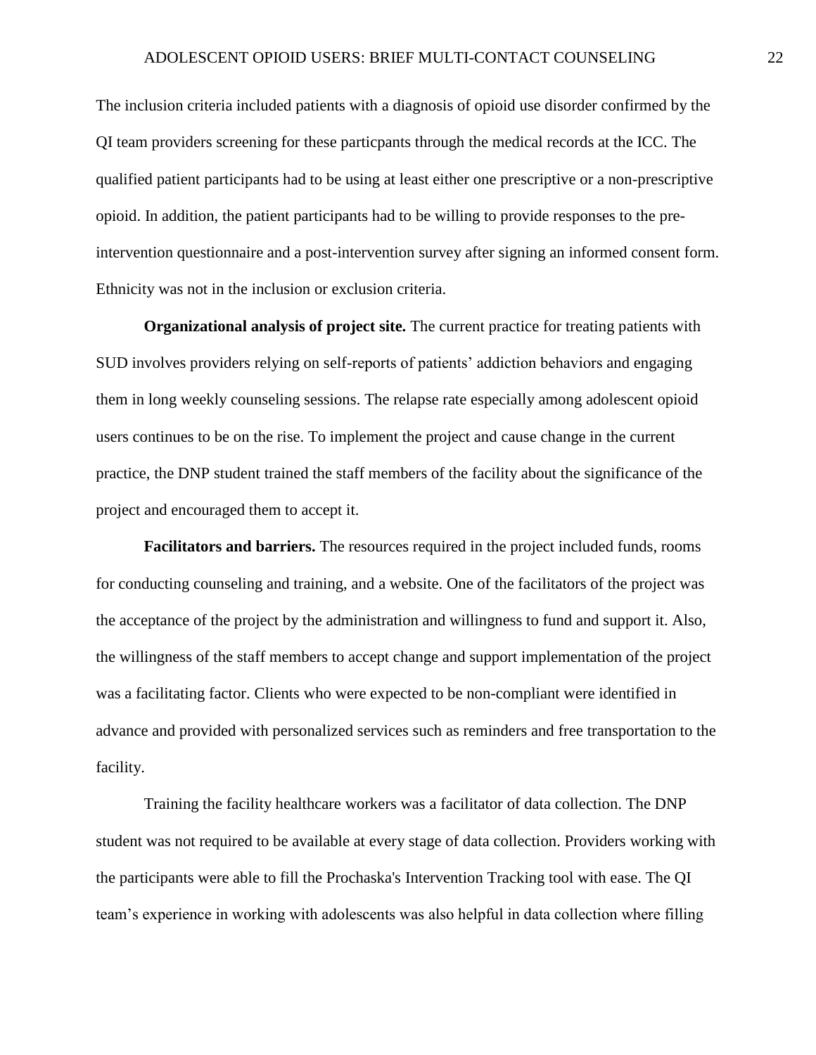The inclusion criteria included patients with a diagnosis of opioid use disorder confirmed by the QI team providers screening for these particpants through the medical records at the ICC. The qualified patient participants had to be using at least either one prescriptive or a non-prescriptive opioid. In addition, the patient participants had to be willing to provide responses to the pre-intervention questionnaire and a post-intervention survey after signing an informed consent form. Ethnicity was not in the inclusion or exclusion criteria.

**Organizational analysis of project site.** The current practice for treating patients with SUD involves providers relying on self-reports of patients' addiction behaviors and engaging them in long weekly counseling sessions. The relapse rate especially among adolescent opioid users continues to be on the rise. To implement the project and cause change in the current practice, the DNP student trained the staff members of the facility about the significance of the project and encouraged them to accept it.

**Facilitators and barriers.** The resources required in the project included funds, rooms for conducting counseling and training, and a website. One of the facilitators of the project was the acceptance of the project by the administration and willingness to fund and support it. Also, the willingness of the staff members to accept change and support implementation of the project was a facilitating factor. Clients who were expected to be non-compliant were identified in advance and provided with personalized services such as reminders and free transportation to the facility.

Training the facility healthcare workers was a facilitator of data collection. The DNP student was not required to be available at every stage of data collection. Providers working with the participants were able to fill the Prochaska's Intervention Tracking tool with ease. The QI team's experience in working with adolescents was also helpful in data collection where filling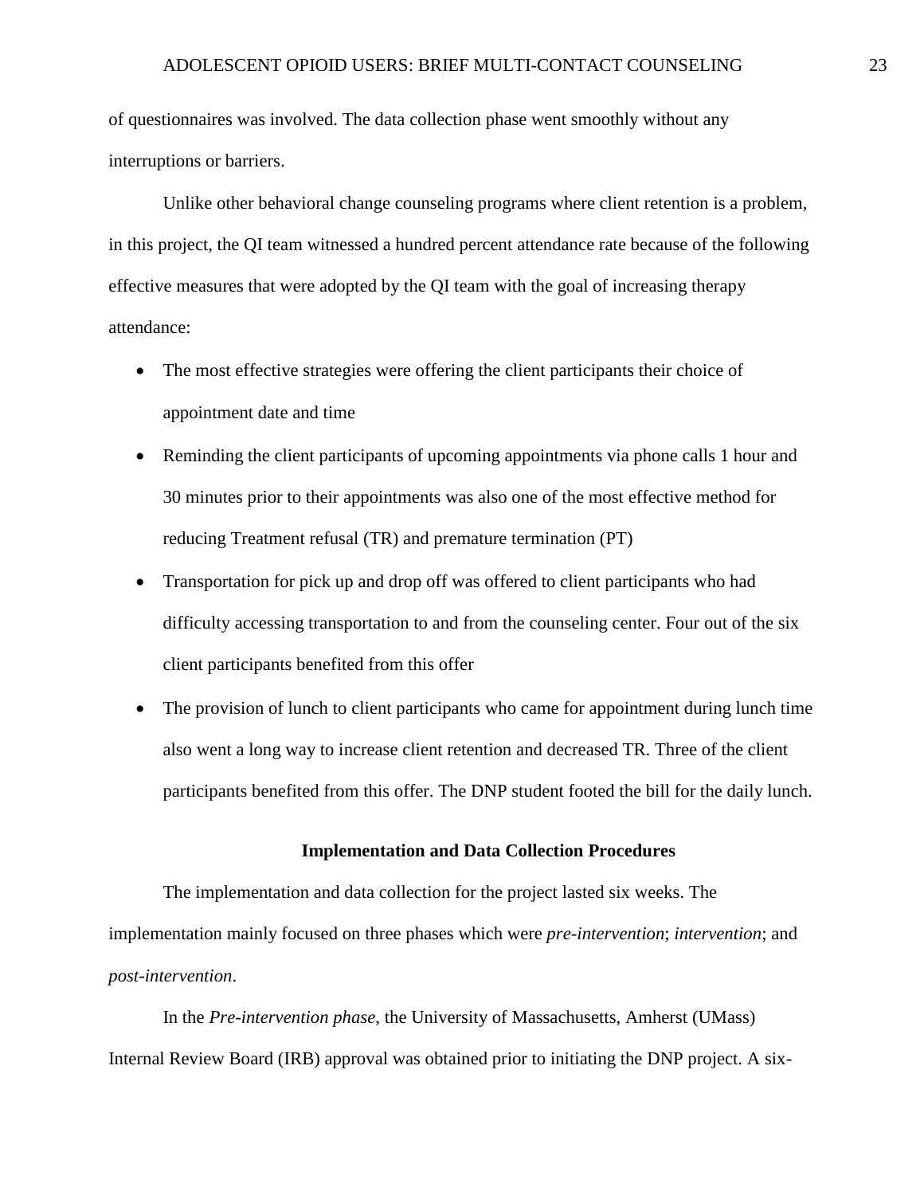of questionnaires was involved. The data collection phase went smoothly without any interruptions or barriers.

Unlike other behavioral change counseling programs where client retention is a problem, in this project, the QI team witnessed a hundred percent attendance rate because of the following effective measures that were adopted by the QI team with the goal of increasing therapy attendance:

- The most effective strategies were offering the client participants their choice of appointment date and time
- Reminding the client participants of upcoming appointments via phone calls 1 hour and 30 minutes prior to their appointments was also one of the most effective method for reducing Treatment refusal (TR) and premature termination (PT)
- Transportation for pick up and drop off was offered to client participants who had difficulty accessing transportation to and from the counseling center. Four out of the six client participants benefited from this offer
- The provision of lunch to client participants who came for appointment during lunch time also went a long way to increase client retention and decreased TR. Three of the client participants benefited from this offer. The DNP student footed the bill for the daily lunch.

## Implementation and Data Collection Procedures

The implementation and data collection for the project lasted six weeks. The implementation mainly focused on three phases which were *pre-intervention*; *intervention*; and *post-intervention*.

In the *Pre-intervention phase*, the University of Massachusetts, Amherst (UMass) Internal Review Board (IRB) approval was obtained prior to initiating the DNP project. A six-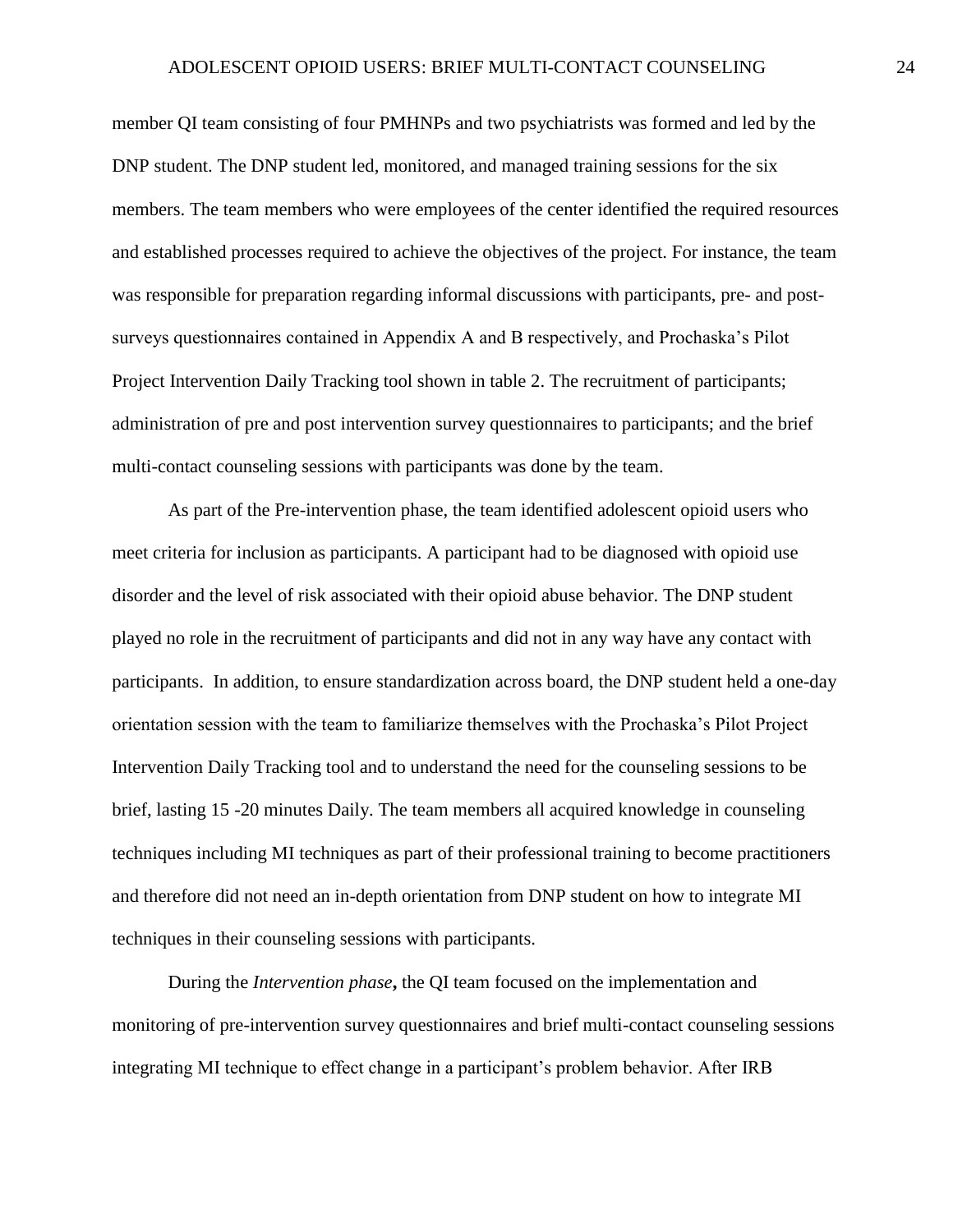member QI team consisting of four PMHNPs and two psychiatrists was formed and led by the DNP student. The DNP student led, monitored, and managed training sessions for the six members. The team members who were employees of the center identified the required resources and established processes required to achieve the objectives of the project. For instance, the team was responsible for preparation regarding informal discussions with participants, pre- and post-surveys questionnaires contained in Appendix A and B respectively, and Prochaska's Pilot Project Intervention Daily Tracking tool shown in table 2. The recruitment of participants; administration of pre and post intervention survey questionnaires to participants; and the brief multi-contact counseling sessions with participants was done by the team.

As part of the Pre-intervention phase, the team identified adolescent opioid users who meet criteria for inclusion as participants. A participant had to be diagnosed with opioid use disorder and the level of risk associated with their opioid abuse behavior. The DNP student played no role in the recruitment of participants and did not in any way have any contact with participants.  In addition, to ensure standardization across board, the DNP student held a one-day orientation session with the team to familiarize themselves with the Prochaska's Pilot Project Intervention Daily Tracking tool and to understand the need for the counseling sessions to be brief, lasting 15 -20 minutes Daily. The team members all acquired knowledge in counseling techniques including MI techniques as part of their professional training to become practitioners and therefore did not need an in-depth orientation from DNP student on how to integrate MI techniques in their counseling sessions with participants.

During the *Intervention phase***,** the QI team focused on the implementation and monitoring of pre-intervention survey questionnaires and brief multi-contact counseling sessions integrating MI technique to effect change in a participant's problem behavior. After IRB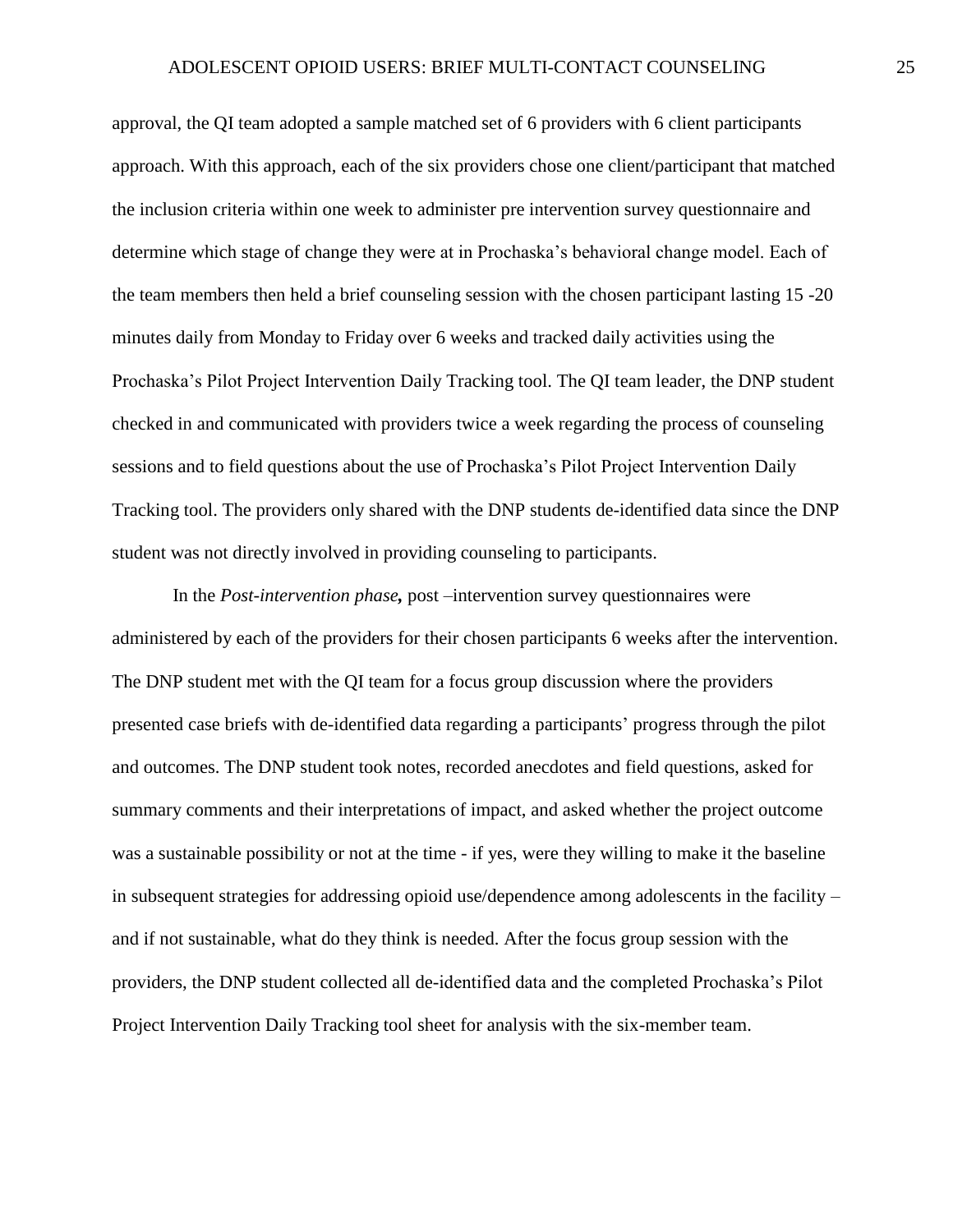approval, the QI team adopted a sample matched set of 6 providers with 6 client participants approach. With this approach, each of the six providers chose one client/participant that matched the inclusion criteria within one week to administer pre intervention survey questionnaire and determine which stage of change they were at in Prochaska's behavioral change model. Each of the team members then held a brief counseling session with the chosen participant lasting 15 -20 minutes daily from Monday to Friday over 6 weeks and tracked daily activities using the Prochaska's Pilot Project Intervention Daily Tracking tool. The QI team leader, the DNP student checked in and communicated with providers twice a week regarding the process of counseling sessions and to field questions about the use of Prochaska's Pilot Project Intervention Daily Tracking tool. The providers only shared with the DNP students de-identified data since the DNP student was not directly involved in providing counseling to participants.

In the ***Post-intervention phase,*** post –intervention survey questionnaires were administered by each of the providers for their chosen participants 6 weeks after the intervention. The DNP student met with the QI team for a focus group discussion where the providers presented case briefs with de-identified data regarding a participants' progress through the pilot and outcomes. The DNP student took notes, recorded anecdotes and field questions, asked for summary comments and their interpretations of impact, and asked whether the project outcome was a sustainable possibility or not at the time - if yes, were they willing to make it the baseline in subsequent strategies for addressing opioid use/dependence among adolescents in the facility – and if not sustainable, what do they think is needed. After the focus group session with the providers, the DNP student collected all de-identified data and the completed Prochaska's Pilot Project Intervention Daily Tracking tool sheet for analysis with the six-member team.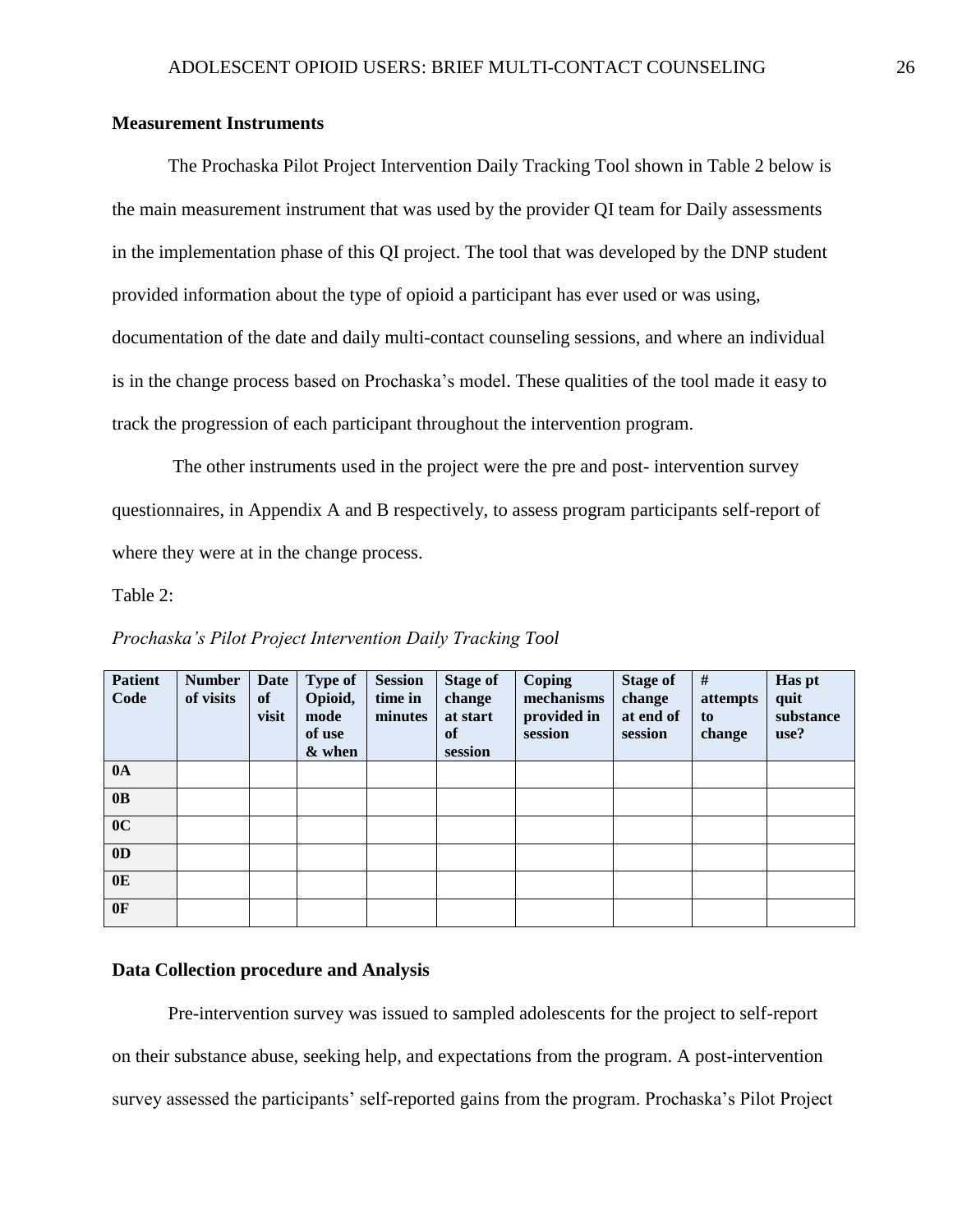### Measurement Instruments

The Prochaska Pilot Project Intervention Daily Tracking Tool shown in Table 2 below is the main measurement instrument that was used by the provider QI team for Daily assessments in the implementation phase of this QI project. The tool that was developed by the DNP student provided information about the type of opioid a participant has ever used or was using, documentation of the date and daily multi-contact counseling sessions, and where an individual is in the change process based on Prochaska's model. These qualities of the tool made it easy to track the progression of each participant throughout the intervention program.

The other instruments used in the project were the pre and post- intervention survey questionnaires, in Appendix A and B respectively, to assess program participants self-report of where they were at in the change process.

Table 2:

*Prochaska's Pilot Project Intervention Daily Tracking Tool*

| Patient Code | Number of visits | Date of visit | Type of Opioid, mode of use & when | Session time in minutes | Stage of change at start of session | Coping mechanisms provided in session | Stage of change at end of session | # attempts to change | Has pt quit substance use? |
|---|---|---|---|---|---|---|---|---|---|
| 0A | | | | | | | | | |
| 0B | | | | | | | | | |
| 0C | | | | | | | | | |
| 0D | | | | | | | | | |
| 0E | | | | | | | | | |
| 0F | | | | | | | | | |

### Data Collection procedure and Analysis

Pre-intervention survey was issued to sampled adolescents for the project to self-report on their substance abuse, seeking help, and expectations from the program. A post-intervention survey assessed the participants' self-reported gains from the program. Prochaska's Pilot Project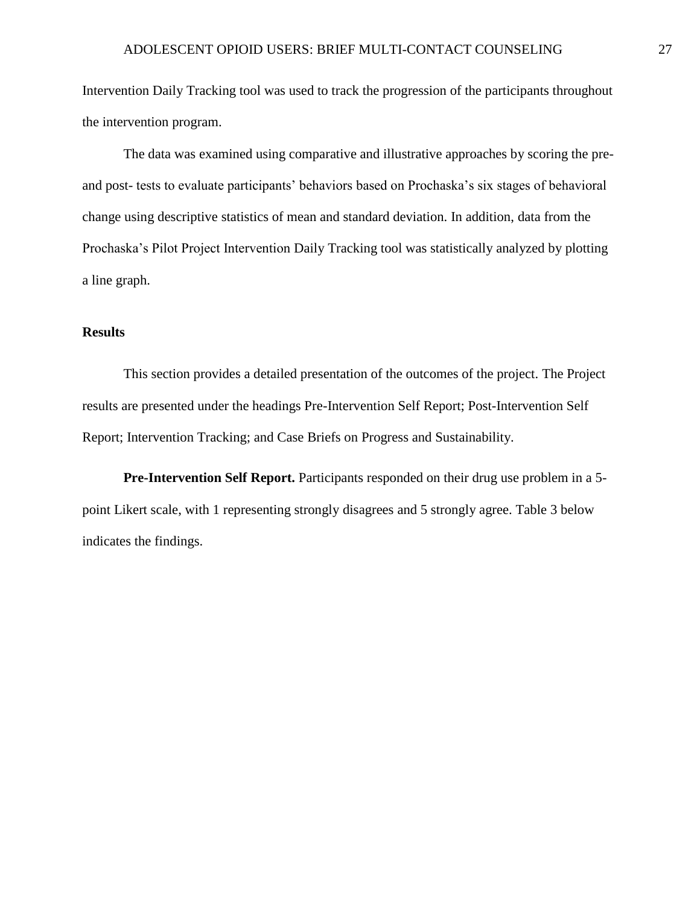Intervention Daily Tracking tool was used to track the progression of the participants throughout the intervention program.

The data was examined using comparative and illustrative approaches by scoring the pre- and post- tests to evaluate participants' behaviors based on Prochaska's six stages of behavioral change using descriptive statistics of mean and standard deviation. In addition, data from the Prochaska's Pilot Project Intervention Daily Tracking tool was statistically analyzed by plotting a line graph.

## Results

This section provides a detailed presentation of the outcomes of the project. The Project results are presented under the headings Pre-Intervention Self Report; Post-Intervention Self Report; Intervention Tracking; and Case Briefs on Progress and Sustainability.

**Pre-Intervention Self Report.** Participants responded on their drug use problem in a 5-point Likert scale, with 1 representing strongly disagrees and 5 strongly agree. Table 3 below indicates the findings.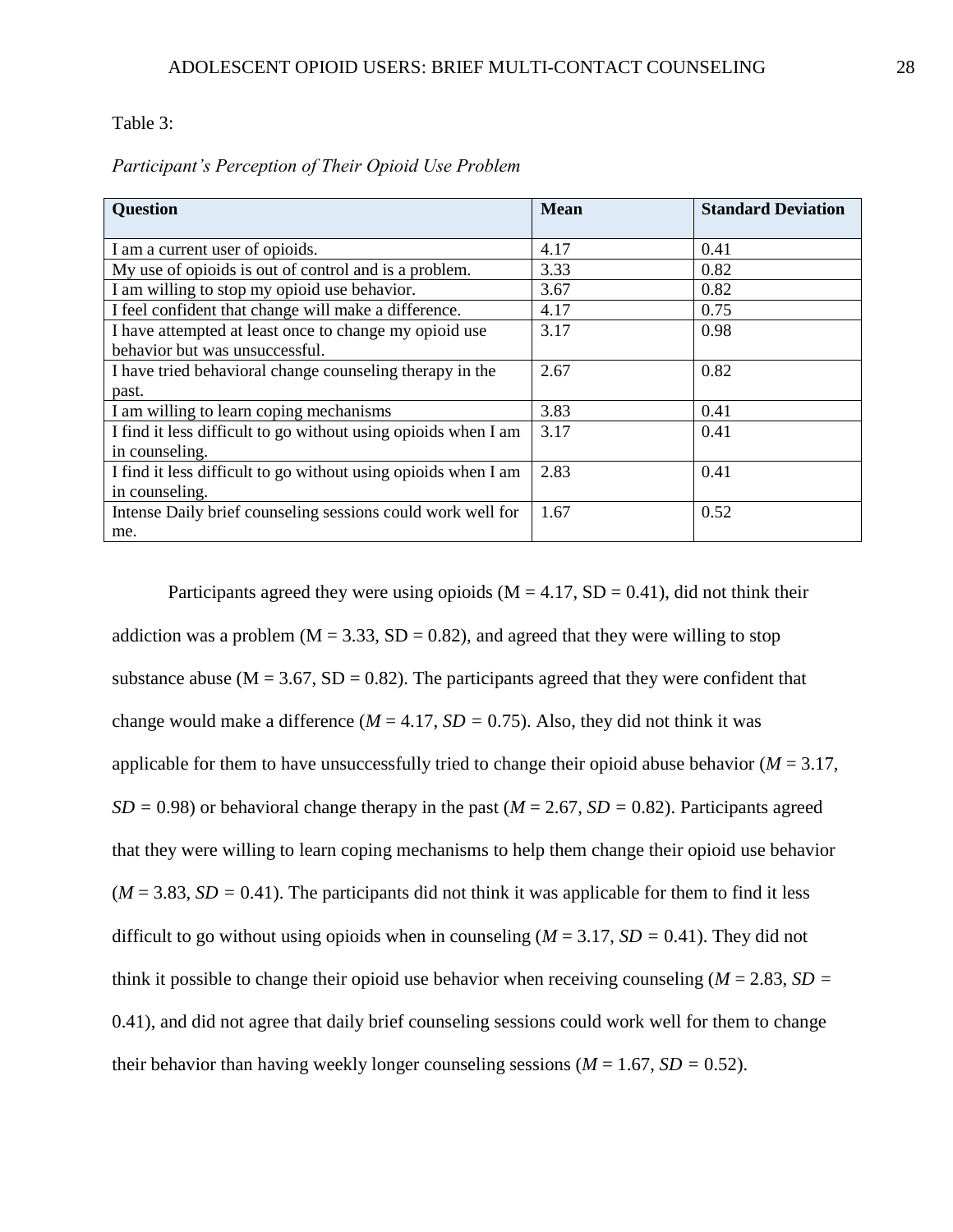Table 3:

*Participant's Perception of Their Opioid Use Problem*

| Question | Mean | Standard Deviation |
|---|---|---|
| I am a current user of opioids. | 4.17 | 0.41 |
| My use of opioids is out of control and is a problem. | 3.33 | 0.82 |
| I am willing to stop my opioid use behavior. | 3.67 | 0.82 |
| I feel confident that change will make a difference. | 4.17 | 0.75 |
| I have attempted at least once to change my opioid use behavior but was unsuccessful. | 3.17 | 0.98 |
| I have tried behavioral change counseling therapy in the past. | 2.67 | 0.82 |
| I am willing to learn coping mechanisms | 3.83 | 0.41 |
| I find it less difficult to go without using opioids when I am in counseling. | 3.17 | 0.41 |
| I find it less difficult to go without using opioids when I am in counseling. | 2.83 | 0.41 |
| Intense Daily brief counseling sessions could work well for me. | 1.67 | 0.52 |

Participants agreed they were using opioids (M = 4.17, SD = 0.41), did not think their addiction was a problem (M = 3.33, SD = 0.82), and agreed that they were willing to stop substance abuse (M = 3.67, SD = 0.82). The participants agreed that they were confident that change would make a difference (*M* = 4.17, *SD* = 0.75). Also, they did not think it was applicable for them to have unsuccessfully tried to change their opioid abuse behavior (*M* = 3.17, *SD* = 0.98) or behavioral change therapy in the past (*M* = 2.67, *SD* = 0.82). Participants agreed that they were willing to learn coping mechanisms to help them change their opioid use behavior (*M* = 3.83, *SD* = 0.41). The participants did not think it was applicable for them to find it less difficult to go without using opioids when in counseling (*M* = 3.17, *SD* = 0.41). They did not think it possible to change their opioid use behavior when receiving counseling (*M* = 2.83, *SD* = 0.41), and did not agree that daily brief counseling sessions could work well for them to change their behavior than having weekly longer counseling sessions (*M* = 1.67, *SD* = 0.52).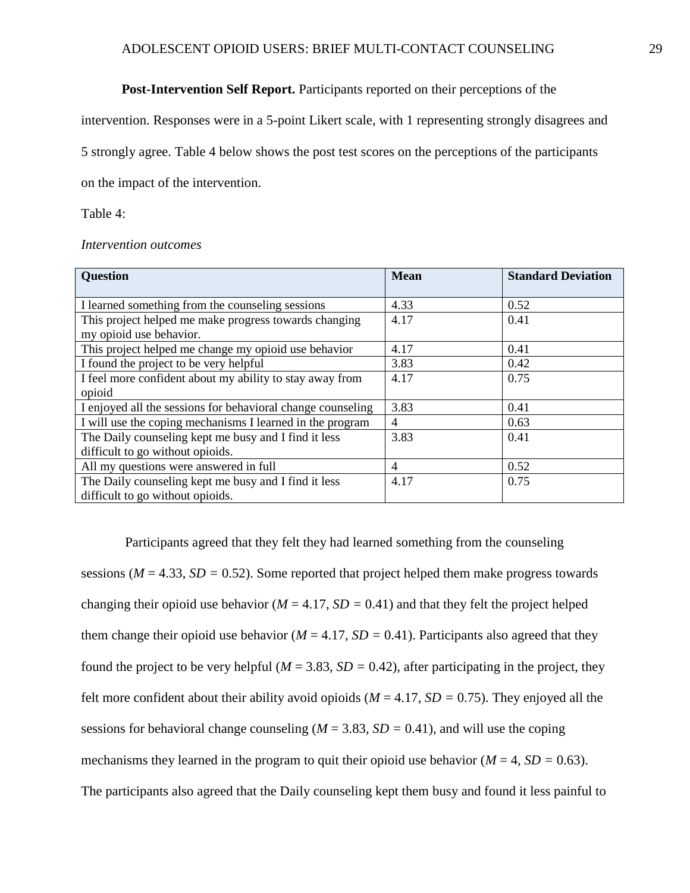**Post-Intervention Self Report.** Participants reported on their perceptions of the intervention. Responses were in a 5-point Likert scale, with 1 representing strongly disagrees and 5 strongly agree. Table 4 below shows the post test scores on the perceptions of the participants on the impact of the intervention.

Table 4:

*Intervention outcomes*

| Question | Mean | Standard Deviation |
|---|---|---|
| I learned something from the counseling sessions | 4.33 | 0.52 |
| This project helped me make progress towards changing my opioid use behavior. | 4.17 | 0.41 |
| This project helped me change my opioid use behavior | 4.17 | 0.41 |
| I found the project to be very helpful | 3.83 | 0.42 |
| I feel more confident about my ability to stay away from opioid | 4.17 | 0.75 |
| I enjoyed all the sessions for behavioral change counseling | 3.83 | 0.41 |
| I will use the coping mechanisms I learned in the program | 4 | 0.63 |
| The Daily counseling kept me busy and I find it less difficult to go without opioids. | 3.83 | 0.41 |
| All my questions were answered in full | 4 | 0.52 |
| The Daily counseling kept me busy and I find it less difficult to go without opioids. | 4.17 | 0.75 |

Participants agreed that they felt they had learned something from the counseling sessions ($M$ = 4.33, $SD$ = 0.52). Some reported that project helped them make progress towards changing their opioid use behavior ($M$ = 4.17, $SD$ = 0.41) and that they felt the project helped them change their opioid use behavior ($M$ = 4.17, $SD$ = 0.41). Participants also agreed that they found the project to be very helpful ($M$ = 3.83, $SD$ = 0.42), after participating in the project, they felt more confident about their ability avoid opioids ($M$ = 4.17, $SD$ = 0.75). They enjoyed all the sessions for behavioral change counseling ($M$ = 3.83, $SD$ = 0.41), and will use the coping mechanisms they learned in the program to quit their opioid use behavior ($M$ = 4, $SD$ = 0.63). The participants also agreed that the Daily counseling kept them busy and found it less painful to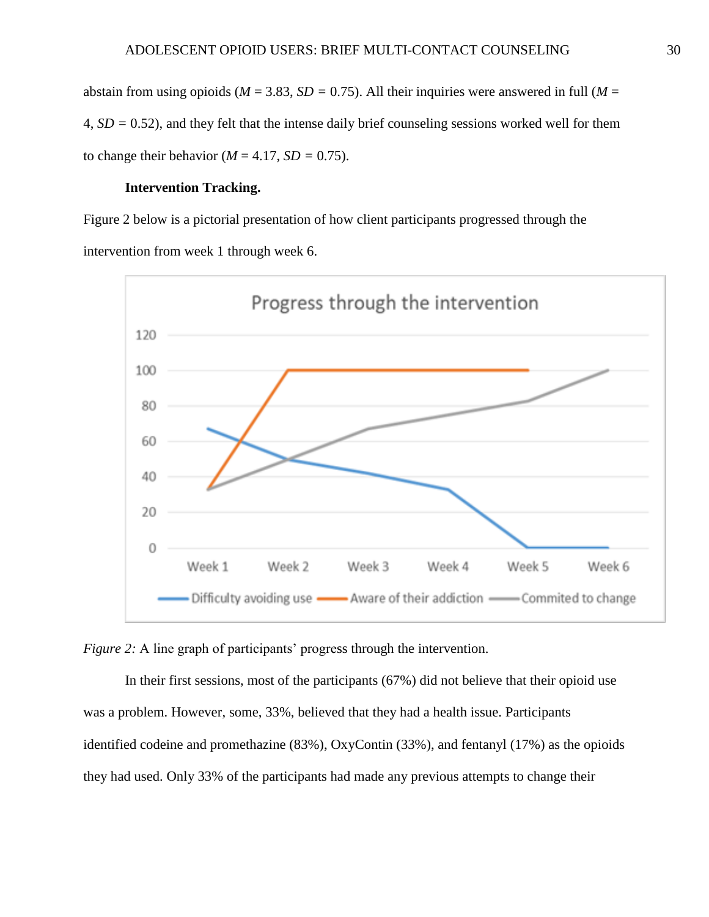abstain from using opioids ($M$ = 3.83, $SD$ = 0.75). All their inquiries were answered in full ($M$ = 4, $SD$ = 0.52), and they felt that the intense daily brief counseling sessions worked well for them to change their behavior ($M$ = 4.17, $SD$ = 0.75).

**Intervention Tracking.**

Figure 2 below is a pictorial presentation of how client participants progressed through the intervention from week 1 through week 6.

*Figure 2:* A line graph of participants' progress through the intervention.

In their first sessions, most of the participants (67%) did not believe that their opioid use was a problem. However, some, 33%, believed that they had a health issue. Participants identified codeine and promethazine (83%), OxyContin (33%), and fentanyl (17%) as the opioids they had used. Only 33% of the participants had made any previous attempts to change their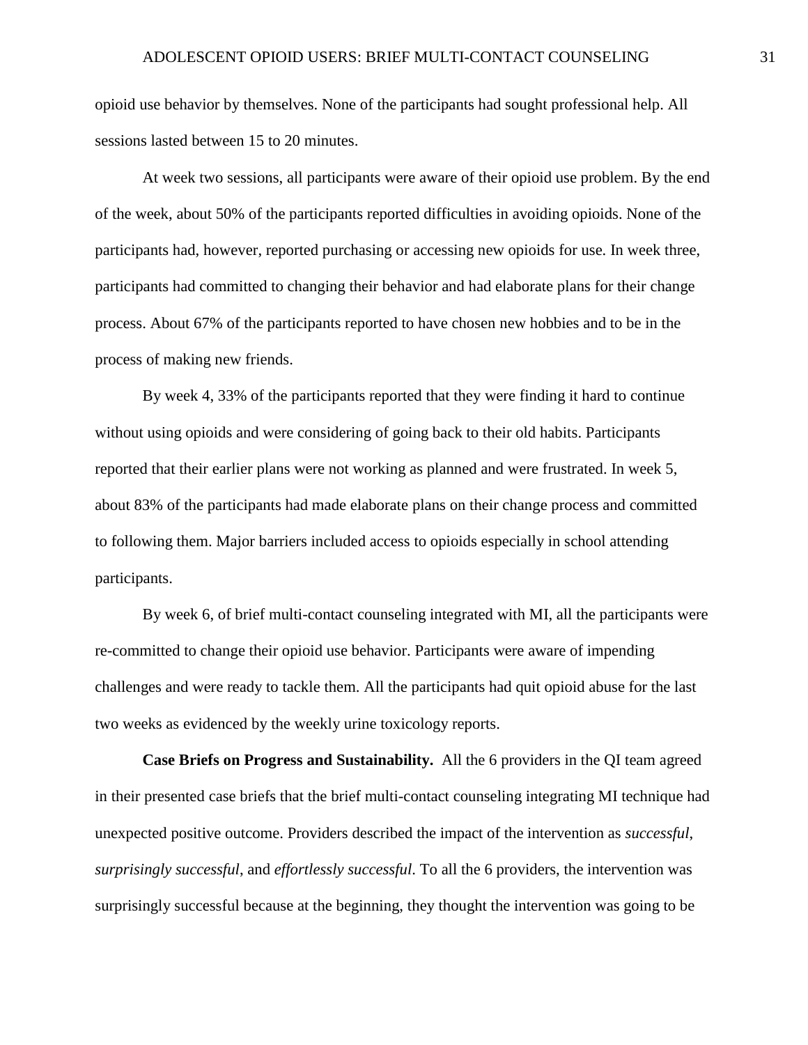opioid use behavior by themselves. None of the participants had sought professional help. All sessions lasted between 15 to 20 minutes.

At week two sessions, all participants were aware of their opioid use problem. By the end of the week, about 50% of the participants reported difficulties in avoiding opioids. None of the participants had, however, reported purchasing or accessing new opioids for use. In week three, participants had committed to changing their behavior and had elaborate plans for their change process. About 67% of the participants reported to have chosen new hobbies and to be in the process of making new friends.

By week 4, 33% of the participants reported that they were finding it hard to continue without using opioids and were considering of going back to their old habits. Participants reported that their earlier plans were not working as planned and were frustrated. In week 5, about 83% of the participants had made elaborate plans on their change process and committed to following them. Major barriers included access to opioids especially in school attending participants.

By week 6, of brief multi-contact counseling integrated with MI, all the participants were re-committed to change their opioid use behavior. Participants were aware of impending challenges and were ready to tackle them. All the participants had quit opioid abuse for the last two weeks as evidenced by the weekly urine toxicology reports.

**Case Briefs on Progress and Sustainability.** All the 6 providers in the QI team agreed in their presented case briefs that the brief multi-contact counseling integrating MI technique had unexpected positive outcome. Providers described the impact of the intervention as *successful*, *surprisingly successful*, and *effortlessly successful*. To all the 6 providers, the intervention was surprisingly successful because at the beginning, they thought the intervention was going to be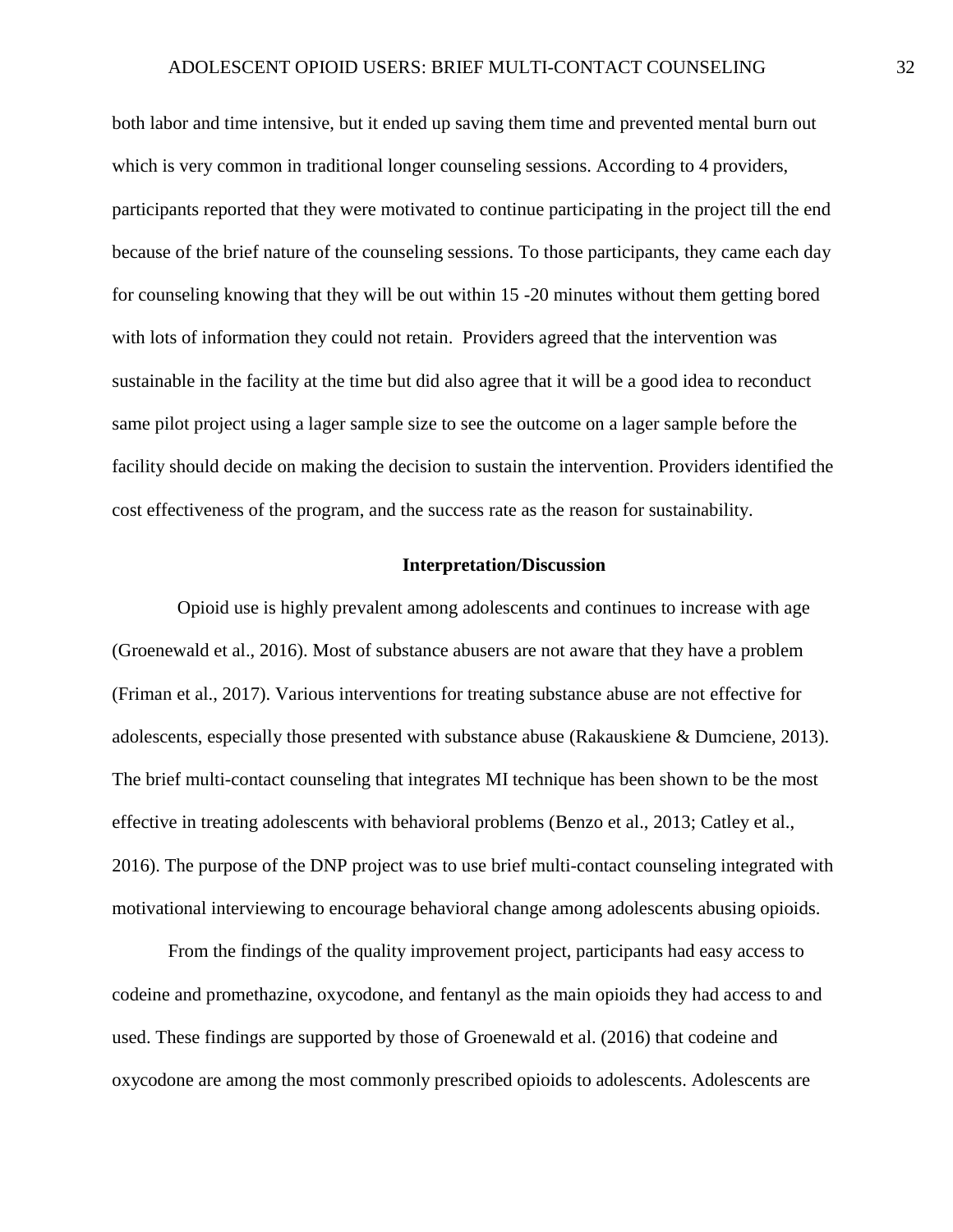both labor and time intensive, but it ended up saving them time and prevented mental burn out which is very common in traditional longer counseling sessions. According to 4 providers, participants reported that they were motivated to continue participating in the project till the end because of the brief nature of the counseling sessions. To those participants, they came each day for counseling knowing that they will be out within 15 -20 minutes without them getting bored with lots of information they could not retain. Providers agreed that the intervention was sustainable in the facility at the time but did also agree that it will be a good idea to reconduct same pilot project using a lager sample size to see the outcome on a lager sample before the facility should decide on making the decision to sustain the intervention. Providers identified the cost effectiveness of the program, and the success rate as the reason for sustainability.

## Interpretation/Discussion

Opioid use is highly prevalent among adolescents and continues to increase with age (Groenewald et al., 2016). Most of substance abusers are not aware that they have a problem (Friman et al., 2017). Various interventions for treating substance abuse are not effective for adolescents, especially those presented with substance abuse (Rakauskiene & Dumciene, 2013). The brief multi-contact counseling that integrates MI technique has been shown to be the most effective in treating adolescents with behavioral problems (Benzo et al., 2013; Catley et al., 2016). The purpose of the DNP project was to use brief multi-contact counseling integrated with motivational interviewing to encourage behavioral change among adolescents abusing opioids.

From the findings of the quality improvement project, participants had easy access to codeine and promethazine, oxycodone, and fentanyl as the main opioids they had access to and used. These findings are supported by those of Groenewald et al. (2016) that codeine and oxycodone are among the most commonly prescribed opioids to adolescents. Adolescents are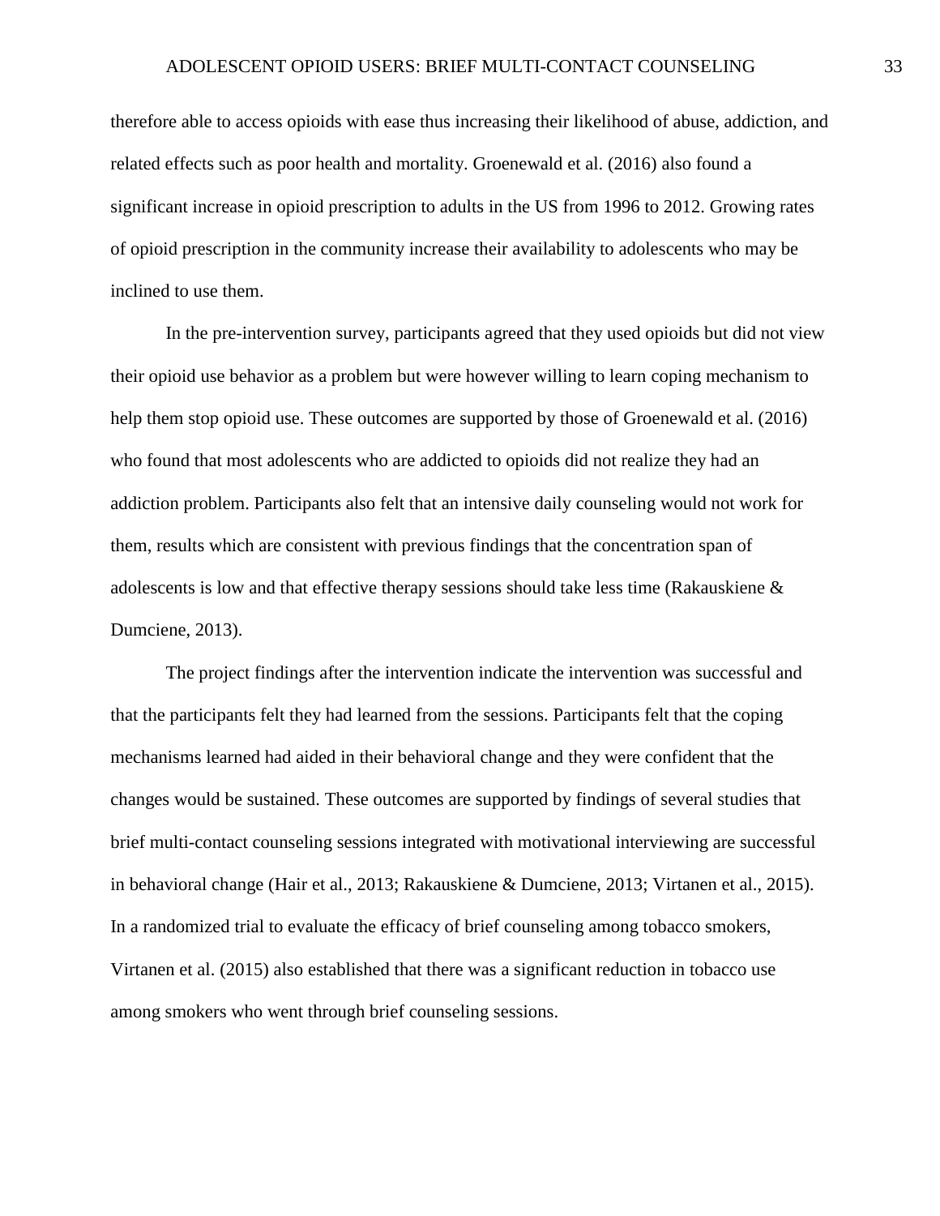therefore able to access opioids with ease thus increasing their likelihood of abuse, addiction, and related effects such as poor health and mortality. Groenewald et al. (2016) also found a significant increase in opioid prescription to adults in the US from 1996 to 2012. Growing rates of opioid prescription in the community increase their availability to adolescents who may be inclined to use them.

In the pre-intervention survey, participants agreed that they used opioids but did not view their opioid use behavior as a problem but were however willing to learn coping mechanism to help them stop opioid use. These outcomes are supported by those of Groenewald et al. (2016) who found that most adolescents who are addicted to opioids did not realize they had an addiction problem. Participants also felt that an intensive daily counseling would not work for them, results which are consistent with previous findings that the concentration span of adolescents is low and that effective therapy sessions should take less time (Rakauskiene & Dumciene, 2013).

The project findings after the intervention indicate the intervention was successful and that the participants felt they had learned from the sessions. Participants felt that the coping mechanisms learned had aided in their behavioral change and they were confident that the changes would be sustained. These outcomes are supported by findings of several studies that brief multi-contact counseling sessions integrated with motivational interviewing are successful in behavioral change (Hair et al., 2013; Rakauskiene & Dumciene, 2013; Virtanen et al., 2015). In a randomized trial to evaluate the efficacy of brief counseling among tobacco smokers, Virtanen et al. (2015) also established that there was a significant reduction in tobacco use among smokers who went through brief counseling sessions.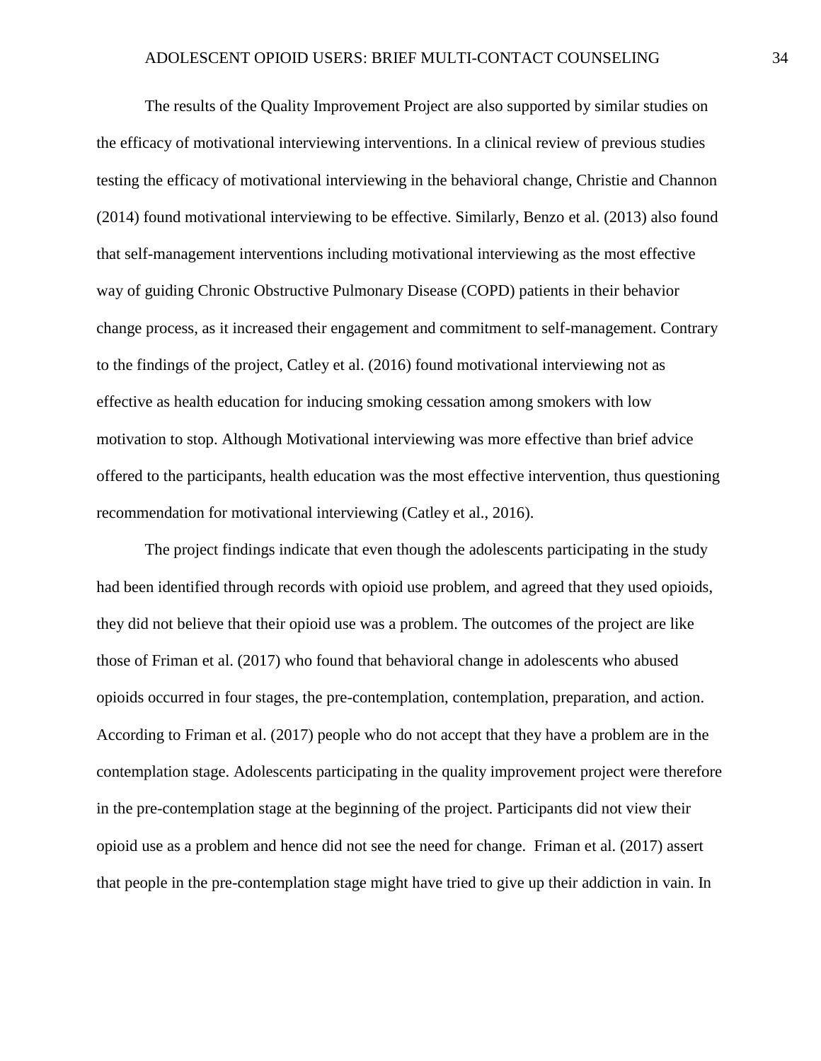The results of the Quality Improvement Project are also supported by similar studies on the efficacy of motivational interviewing interventions. In a clinical review of previous studies testing the efficacy of motivational interviewing in the behavioral change, Christie and Channon (2014) found motivational interviewing to be effective. Similarly, Benzo et al. (2013) also found that self-management interventions including motivational interviewing as the most effective way of guiding Chronic Obstructive Pulmonary Disease (COPD) patients in their behavior change process, as it increased their engagement and commitment to self-management. Contrary to the findings of the project, Catley et al. (2016) found motivational interviewing not as effective as health education for inducing smoking cessation among smokers with low motivation to stop. Although Motivational interviewing was more effective than brief advice offered to the participants, health education was the most effective intervention, thus questioning recommendation for motivational interviewing (Catley et al., 2016).

The project findings indicate that even though the adolescents participating in the study had been identified through records with opioid use problem, and agreed that they used opioids, they did not believe that their opioid use was a problem. The outcomes of the project are like those of Friman et al. (2017) who found that behavioral change in adolescents who abused opioids occurred in four stages, the pre-contemplation, contemplation, preparation, and action. According to Friman et al. (2017) people who do not accept that they have a problem are in the contemplation stage. Adolescents participating in the quality improvement project were therefore in the pre-contemplation stage at the beginning of the project. Participants did not view their opioid use as a problem and hence did not see the need for change. Friman et al. (2017) assert that people in the pre-contemplation stage might have tried to give up their addiction in vain. In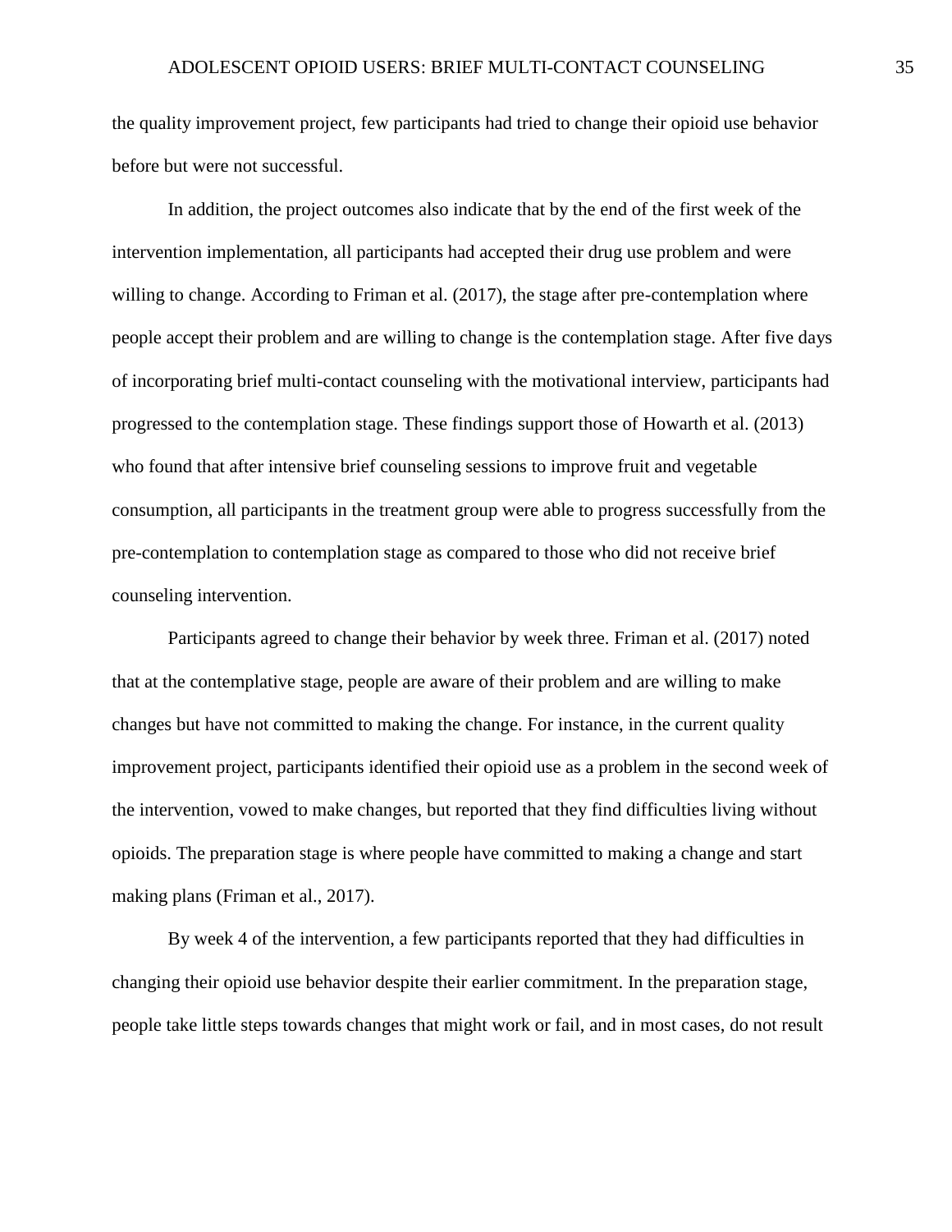the quality improvement project, few participants had tried to change their opioid use behavior before but were not successful.

In addition, the project outcomes also indicate that by the end of the first week of the intervention implementation, all participants had accepted their drug use problem and were willing to change. According to Friman et al. (2017), the stage after pre-contemplation where people accept their problem and are willing to change is the contemplation stage. After five days of incorporating brief multi-contact counseling with the motivational interview, participants had progressed to the contemplation stage. These findings support those of Howarth et al. (2013) who found that after intensive brief counseling sessions to improve fruit and vegetable consumption, all participants in the treatment group were able to progress successfully from the pre-contemplation to contemplation stage as compared to those who did not receive brief counseling intervention.

Participants agreed to change their behavior by week three. Friman et al. (2017) noted that at the contemplative stage, people are aware of their problem and are willing to make changes but have not committed to making the change. For instance, in the current quality improvement project, participants identified their opioid use as a problem in the second week of the intervention, vowed to make changes, but reported that they find difficulties living without opioids. The preparation stage is where people have committed to making a change and start making plans (Friman et al., 2017).

By week 4 of the intervention, a few participants reported that they had difficulties in changing their opioid use behavior despite their earlier commitment. In the preparation stage, people take little steps towards changes that might work or fail, and in most cases, do not result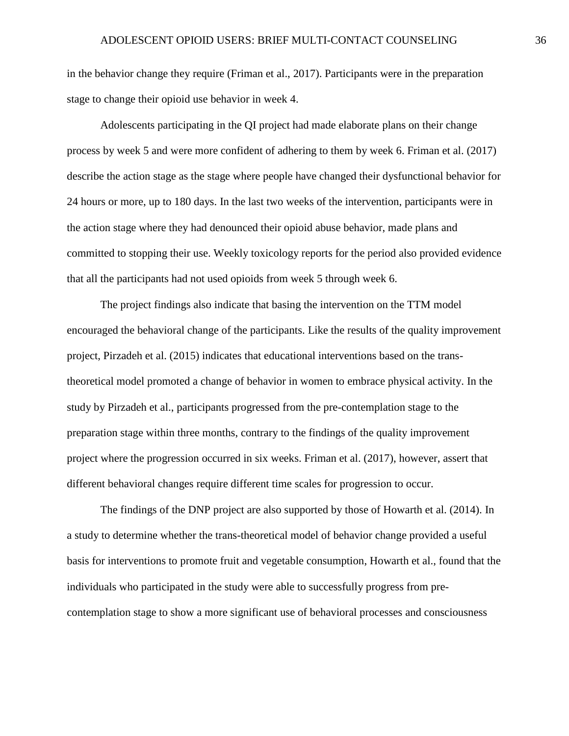in the behavior change they require (Friman et al., 2017). Participants were in the preparation stage to change their opioid use behavior in week 4.

Adolescents participating in the QI project had made elaborate plans on their change process by week 5 and were more confident of adhering to them by week 6. Friman et al. (2017) describe the action stage as the stage where people have changed their dysfunctional behavior for 24 hours or more, up to 180 days. In the last two weeks of the intervention, participants were in the action stage where they had denounced their opioid abuse behavior, made plans and committed to stopping their use. Weekly toxicology reports for the period also provided evidence that all the participants had not used opioids from week 5 through week 6.

The project findings also indicate that basing the intervention on the TTM model encouraged the behavioral change of the participants. Like the results of the quality improvement project, Pirzadeh et al. (2015) indicates that educational interventions based on the trans-theoretical model promoted a change of behavior in women to embrace physical activity. In the study by Pirzadeh et al., participants progressed from the pre-contemplation stage to the preparation stage within three months, contrary to the findings of the quality improvement project where the progression occurred in six weeks. Friman et al. (2017), however, assert that different behavioral changes require different time scales for progression to occur.

The findings of the DNP project are also supported by those of Howarth et al. (2014). In a study to determine whether the trans-theoretical model of behavior change provided a useful basis for interventions to promote fruit and vegetable consumption, Howarth et al., found that the individuals who participated in the study were able to successfully progress from pre-contemplation stage to show a more significant use of behavioral processes and consciousness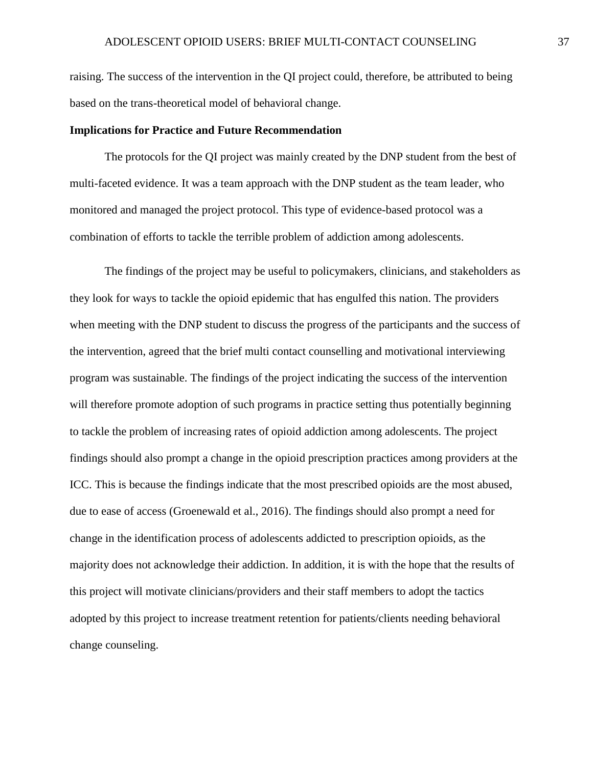raising. The success of the intervention in the QI project could, therefore, be attributed to being based on the trans-theoretical model of behavioral change.

**Implications for Practice and Future Recommendation**

The protocols for the QI project was mainly created by the DNP student from the best of multi-faceted evidence. It was a team approach with the DNP student as the team leader, who monitored and managed the project protocol. This type of evidence-based protocol was a combination of efforts to tackle the terrible problem of addiction among adolescents.

The findings of the project may be useful to policymakers, clinicians, and stakeholders as they look for ways to tackle the opioid epidemic that has engulfed this nation. The providers when meeting with the DNP student to discuss the progress of the participants and the success of the intervention, agreed that the brief multi contact counselling and motivational interviewing program was sustainable. The findings of the project indicating the success of the intervention will therefore promote adoption of such programs in practice setting thus potentially beginning to tackle the problem of increasing rates of opioid addiction among adolescents. The project findings should also prompt a change in the opioid prescription practices among providers at the ICC. This is because the findings indicate that the most prescribed opioids are the most abused, due to ease of access (Groenewald et al., 2016). The findings should also prompt a need for change in the identification process of adolescents addicted to prescription opioids, as the majority does not acknowledge their addiction. In addition, it is with the hope that the results of this project will motivate clinicians/providers and their staff members to adopt the tactics adopted by this project to increase treatment retention for patients/clients needing behavioral change counseling.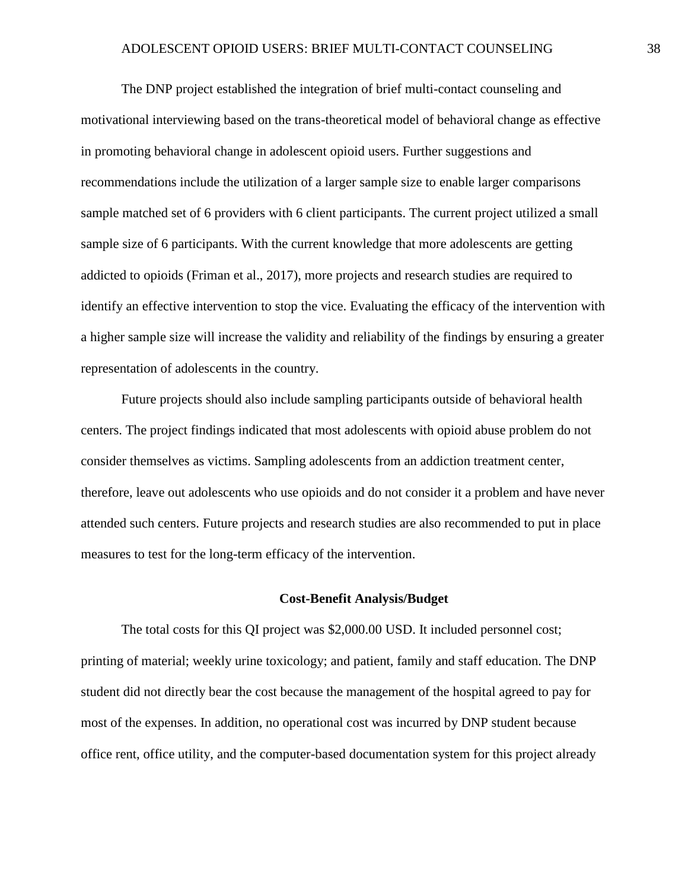The DNP project established the integration of brief multi-contact counseling and motivational interviewing based on the trans-theoretical model of behavioral change as effective in promoting behavioral change in adolescent opioid users. Further suggestions and recommendations include the utilization of a larger sample size to enable larger comparisons sample matched set of 6 providers with 6 client participants. The current project utilized a small sample size of 6 participants. With the current knowledge that more adolescents are getting addicted to opioids (Friman et al., 2017), more projects and research studies are required to identify an effective intervention to stop the vice. Evaluating the efficacy of the intervention with a higher sample size will increase the validity and reliability of the findings by ensuring a greater representation of adolescents in the country.

Future projects should also include sampling participants outside of behavioral health centers. The project findings indicated that most adolescents with opioid abuse problem do not consider themselves as victims. Sampling adolescents from an addiction treatment center, therefore, leave out adolescents who use opioids and do not consider it a problem and have never attended such centers. Future projects and research studies are also recommended to put in place measures to test for the long-term efficacy of the intervention.

## Cost-Benefit Analysis/Budget

The total costs for this QI project was $2,000.00 USD. It included personnel cost; printing of material; weekly urine toxicology; and patient, family and staff education. The DNP student did not directly bear the cost because the management of the hospital agreed to pay for most of the expenses. In addition, no operational cost was incurred by DNP student because office rent, office utility, and the computer-based documentation system for this project already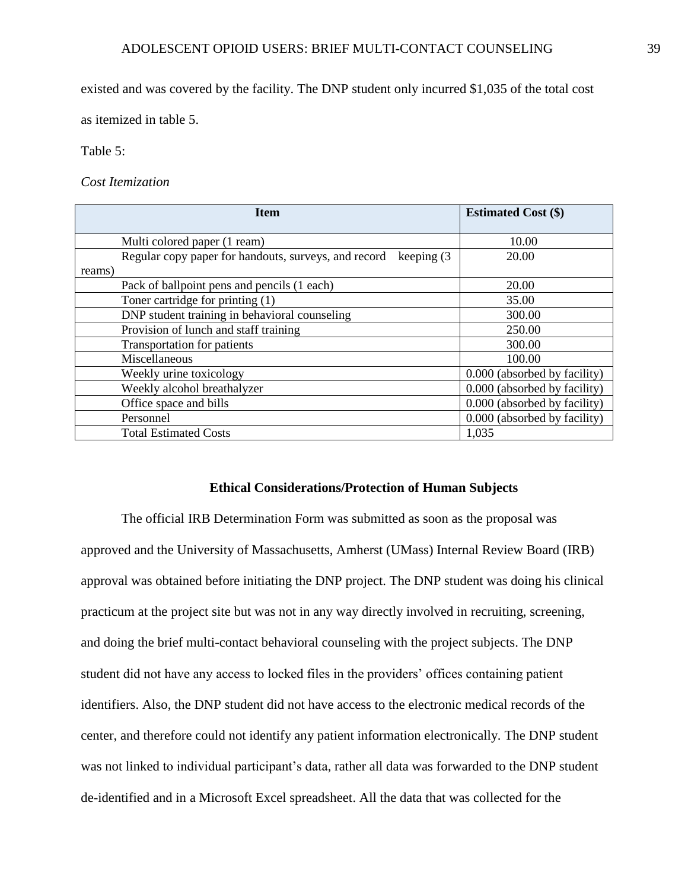existed and was covered by the facility. The DNP student only incurred $1,035 of the total cost as itemized in table 5.

Table 5:

*Cost Itemization*

| Item | Estimated Cost ($) |
|---|---|
| Multi colored paper (1 ream) | 10.00 |
| Regular copy paper for handouts, surveys, and record keeping (3 reams) | 20.00 |
| Pack of ballpoint pens and pencils (1 each) | 20.00 |
| Toner cartridge for printing (1) | 35.00 |
| DNP student training in behavioral counseling | 300.00 |
| Provision of lunch and staff training | 250.00 |
| Transportation for patients | 300.00 |
| Miscellaneous | 100.00 |
| Weekly urine toxicology | 0.000 (absorbed by facility) |
| Weekly alcohol breathalyzer | 0.000 (absorbed by facility) |
| Office space and bills | 0.000 (absorbed by facility) |
| Personnel | 0.000 (absorbed by facility) |
| Total Estimated Costs | 1,035 |

## Ethical Considerations/Protection of Human Subjects

The official IRB Determination Form was submitted as soon as the proposal was approved and the University of Massachusetts, Amherst (UMass) Internal Review Board (IRB) approval was obtained before initiating the DNP project. The DNP student was doing his clinical practicum at the project site but was not in any way directly involved in recruiting, screening, and doing the brief multi-contact behavioral counseling with the project subjects. The DNP student did not have any access to locked files in the providers' offices containing patient identifiers. Also, the DNP student did not have access to the electronic medical records of the center, and therefore could not identify any patient information electronically. The DNP student was not linked to individual participant's data, rather all data was forwarded to the DNP student de-identified and in a Microsoft Excel spreadsheet. All the data that was collected for the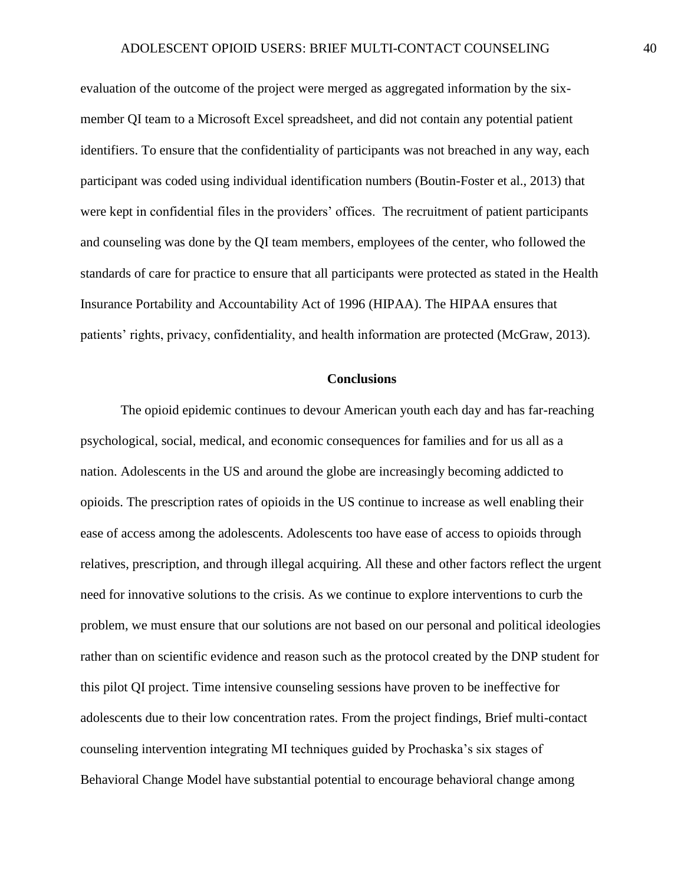evaluation of the outcome of the project were merged as aggregated information by the six-member QI team to a Microsoft Excel spreadsheet, and did not contain any potential patient identifiers. To ensure that the confidentiality of participants was not breached in any way, each participant was coded using individual identification numbers (Boutin-Foster et al., 2013) that were kept in confidential files in the providers' offices. The recruitment of patient participants and counseling was done by the QI team members, employees of the center, who followed the standards of care for practice to ensure that all participants were protected as stated in the Health Insurance Portability and Accountability Act of 1996 (HIPAA). The HIPAA ensures that patients' rights, privacy, confidentiality, and health information are protected (McGraw, 2013).

## Conclusions

The opioid epidemic continues to devour American youth each day and has far-reaching psychological, social, medical, and economic consequences for families and for us all as a nation. Adolescents in the US and around the globe are increasingly becoming addicted to opioids. The prescription rates of opioids in the US continue to increase as well enabling their ease of access among the adolescents. Adolescents too have ease of access to opioids through relatives, prescription, and through illegal acquiring. All these and other factors reflect the urgent need for innovative solutions to the crisis. As we continue to explore interventions to curb the problem, we must ensure that our solutions are not based on our personal and political ideologies rather than on scientific evidence and reason such as the protocol created by the DNP student for this pilot QI project. Time intensive counseling sessions have proven to be ineffective for adolescents due to their low concentration rates. From the project findings, Brief multi-contact counseling intervention integrating MI techniques guided by Prochaska's six stages of Behavioral Change Model have substantial potential to encourage behavioral change among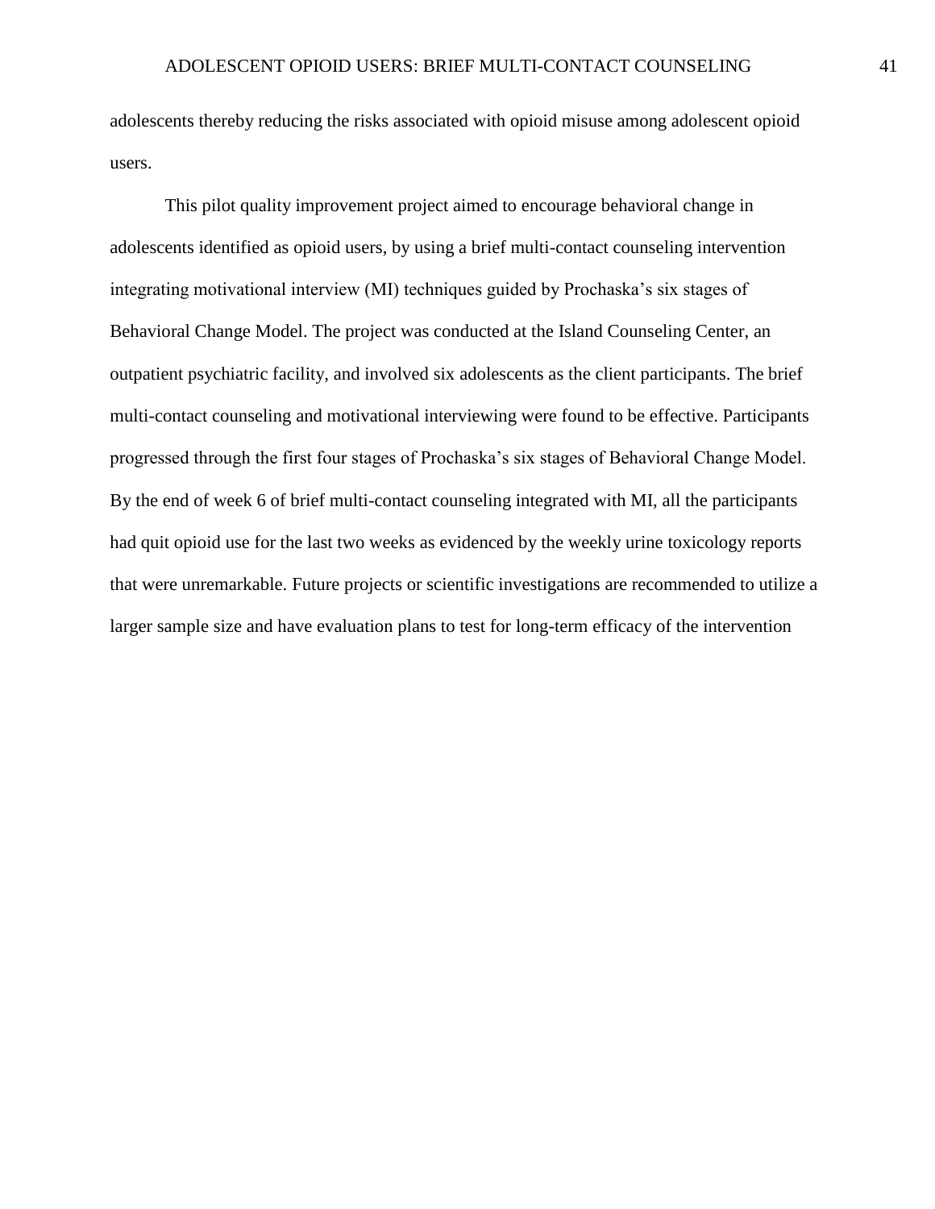adolescents thereby reducing the risks associated with opioid misuse among adolescent opioid users.

This pilot quality improvement project aimed to encourage behavioral change in adolescents identified as opioid users, by using a brief multi-contact counseling intervention integrating motivational interview (MI) techniques guided by Prochaska's six stages of Behavioral Change Model. The project was conducted at the Island Counseling Center, an outpatient psychiatric facility, and involved six adolescents as the client participants. The brief multi-contact counseling and motivational interviewing were found to be effective. Participants progressed through the first four stages of Prochaska's six stages of Behavioral Change Model. By the end of week 6 of brief multi-contact counseling integrated with MI, all the participants had quit opioid use for the last two weeks as evidenced by the weekly urine toxicology reports that were unremarkable. Future projects or scientific investigations are recommended to utilize a larger sample size and have evaluation plans to test for long-term efficacy of the intervention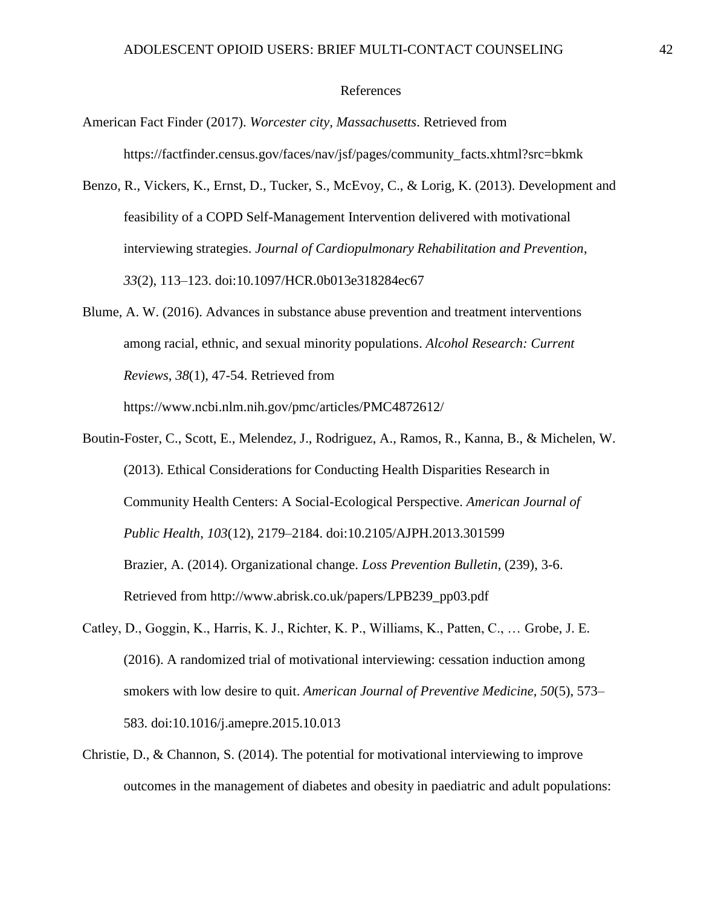References

American Fact Finder (2017). *Worcester city, Massachusetts*. Retrieved from https://factfinder.census.gov/faces/nav/jsf/pages/community_facts.xhtml?src=bkmk

Benzo, R., Vickers, K., Ernst, D., Tucker, S., McEvoy, C., & Lorig, K. (2013). Development and feasibility of a COPD Self-Management Intervention delivered with motivational interviewing strategies. *Journal of Cardiopulmonary Rehabilitation and Prevention*, *33*(2), 113–123. doi:10.1097/HCR.0b013e318284ec67

Blume, A. W. (2016). Advances in substance abuse prevention and treatment interventions among racial, ethnic, and sexual minority populations. *Alcohol Research: Current Reviews*, *38*(1), 47-54. Retrieved from https://www.ncbi.nlm.nih.gov/pmc/articles/PMC4872612/

Boutin-Foster, C., Scott, E., Melendez, J., Rodriguez, A., Ramos, R., Kanna, B., & Michelen, W. (2013). Ethical Considerations for Conducting Health Disparities Research in Community Health Centers: A Social-Ecological Perspective. *American Journal of Public Health*, *103*(12), 2179–2184. doi:10.2105/AJPH.2013.301599 Brazier, A. (2014). Organizational change. *Loss Prevention Bulletin*, (239), 3-6. Retrieved from http://www.abrisk.co.uk/papers/LPB239_pp03.pdf

Catley, D., Goggin, K., Harris, K. J., Richter, K. P., Williams, K., Patten, C., … Grobe, J. E. (2016). A randomized trial of motivational interviewing: cessation induction among smokers with low desire to quit. *American Journal of Preventive Medicine, 50*(5), 573–583. doi:10.1016/j.amepre.2015.10.013

Christie, D., & Channon, S. (2014). The potential for motivational interviewing to improve outcomes in the management of diabetes and obesity in paediatric and adult populations: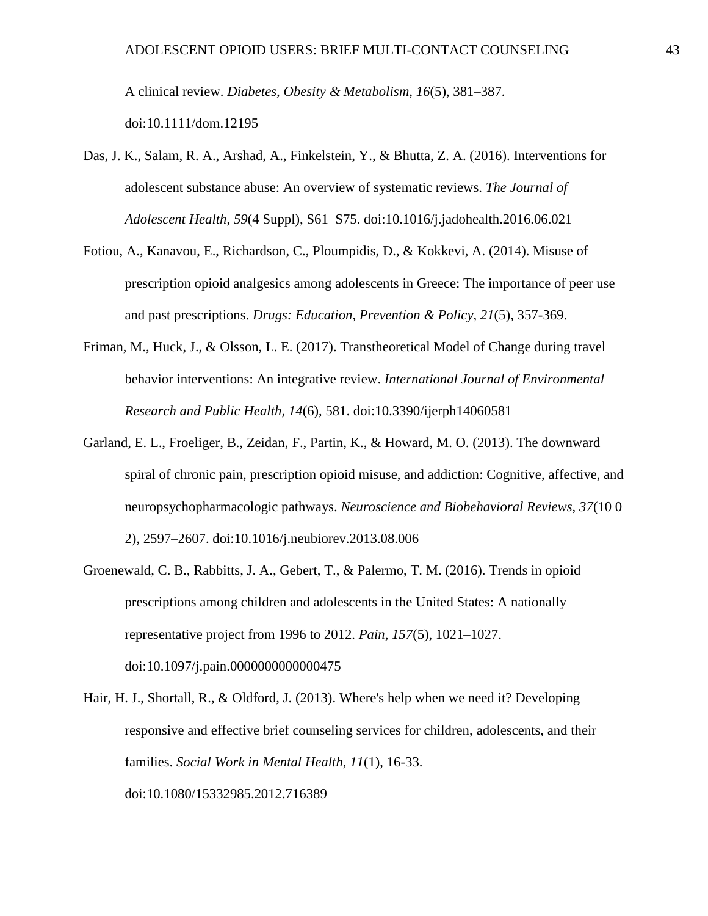A clinical review. *Diabetes, Obesity & Metabolism*, *16*(5), 381–387. doi:10.1111/dom.12195

Das, J. K., Salam, R. A., Arshad, A., Finkelstein, Y., & Bhutta, Z. A. (2016). Interventions for adolescent substance abuse: An overview of systematic reviews. *The Journal of Adolescent Health*, *59*(4 Suppl), S61–S75. doi:10.1016/j.jadohealth.2016.06.021

Fotiou, A., Kanavou, E., Richardson, C., Ploumpidis, D., & Kokkevi, A. (2014). Misuse of prescription opioid analgesics among adolescents in Greece: The importance of peer use and past prescriptions. *Drugs: Education, Prevention & Policy*, *21*(5), 357-369.

Friman, M., Huck, J., & Olsson, L. E. (2017). Transtheoretical Model of Change during travel behavior interventions: An integrative review. *International Journal of Environmental Research and Public Health*, *14*(6), 581. doi:10.3390/ijerph14060581

Garland, E. L., Froeliger, B., Zeidan, F., Partin, K., & Howard, M. O. (2013). The downward spiral of chronic pain, prescription opioid misuse, and addiction: Cognitive, affective, and neuropsychopharmacologic pathways. *Neuroscience and Biobehavioral Reviews*, *37*(10 0 2), 2597–2607. doi:10.1016/j.neubiorev.2013.08.006

Groenewald, C. B., Rabbitts, J. A., Gebert, T., & Palermo, T. M. (2016). Trends in opioid prescriptions among children and adolescents in the United States: A nationally representative project from 1996 to 2012. *Pain*, *157*(5), 1021–1027. doi:10.1097/j.pain.0000000000000475

Hair, H. J., Shortall, R., & Oldford, J. (2013). Where's help when we need it? Developing responsive and effective brief counseling services for children, adolescents, and their families. *Social Work in Mental Health*, *11*(1), 16-33. doi:10.1080/15332985.2012.716389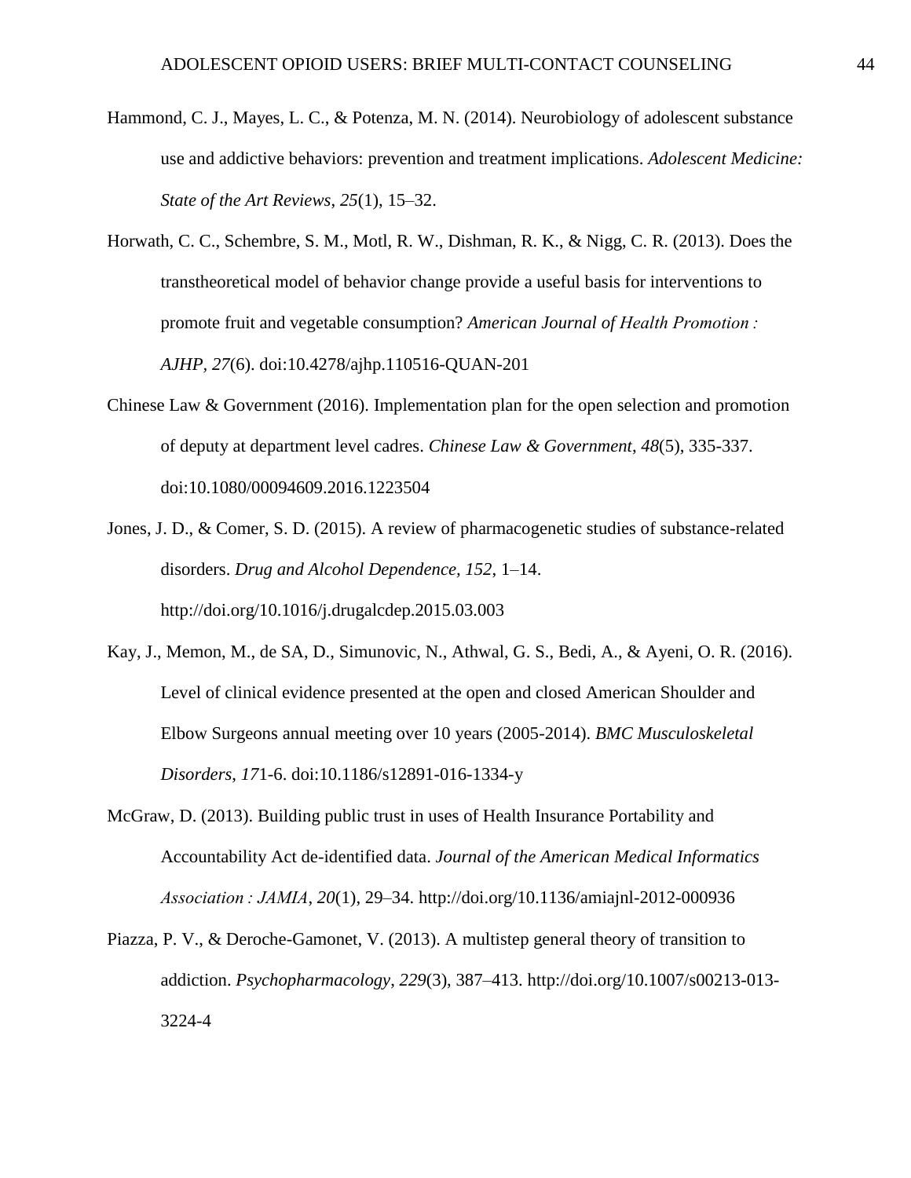Hammond, C. J., Mayes, L. C., & Potenza, M. N. (2014). Neurobiology of adolescent substance use and addictive behaviors: prevention and treatment implications. *Adolescent Medicine: State of the Art Reviews*, *25*(1), 15–32.

Horwath, C. C., Schembre, S. M., Motl, R. W., Dishman, R. K., & Nigg, C. R. (2013). Does the transtheoretical model of behavior change provide a useful basis for interventions to promote fruit and vegetable consumption? *American Journal of Health Promotion : AJHP*, *27*(6). doi:10.4278/ajhp.110516-QUAN-201

Chinese Law & Government (2016). Implementation plan for the open selection and promotion of deputy at department level cadres. *Chinese Law & Government*, *48*(5), 335-337. doi:10.1080/00094609.2016.1223504

Jones, J. D., & Comer, S. D. (2015). A review of pharmacogenetic studies of substance-related disorders. *Drug and Alcohol Dependence, 152*, 1–14. http://doi.org/10.1016/j.drugalcdep.2015.03.003

Kay, J., Memon, M., de SA, D., Simunovic, N., Athwal, G. S., Bedi, A., & Ayeni, O. R. (2016). Level of clinical evidence presented at the open and closed American Shoulder and Elbow Surgeons annual meeting over 10 years (2005-2014). *BMC Musculoskeletal Disorders*, *17*1-6. doi:10.1186/s12891-016-1334-y

McGraw, D. (2013). Building public trust in uses of Health Insurance Portability and Accountability Act de-identified data. *Journal of the American Medical Informatics Association : JAMIA*, *20*(1), 29–34. http://doi.org/10.1136/amiajnl-2012-000936

Piazza, P. V., & Deroche-Gamonet, V. (2013). A multistep general theory of transition to addiction. *Psychopharmacology*, *229*(3), 387–413. http://doi.org/10.1007/s00213-013-3224-4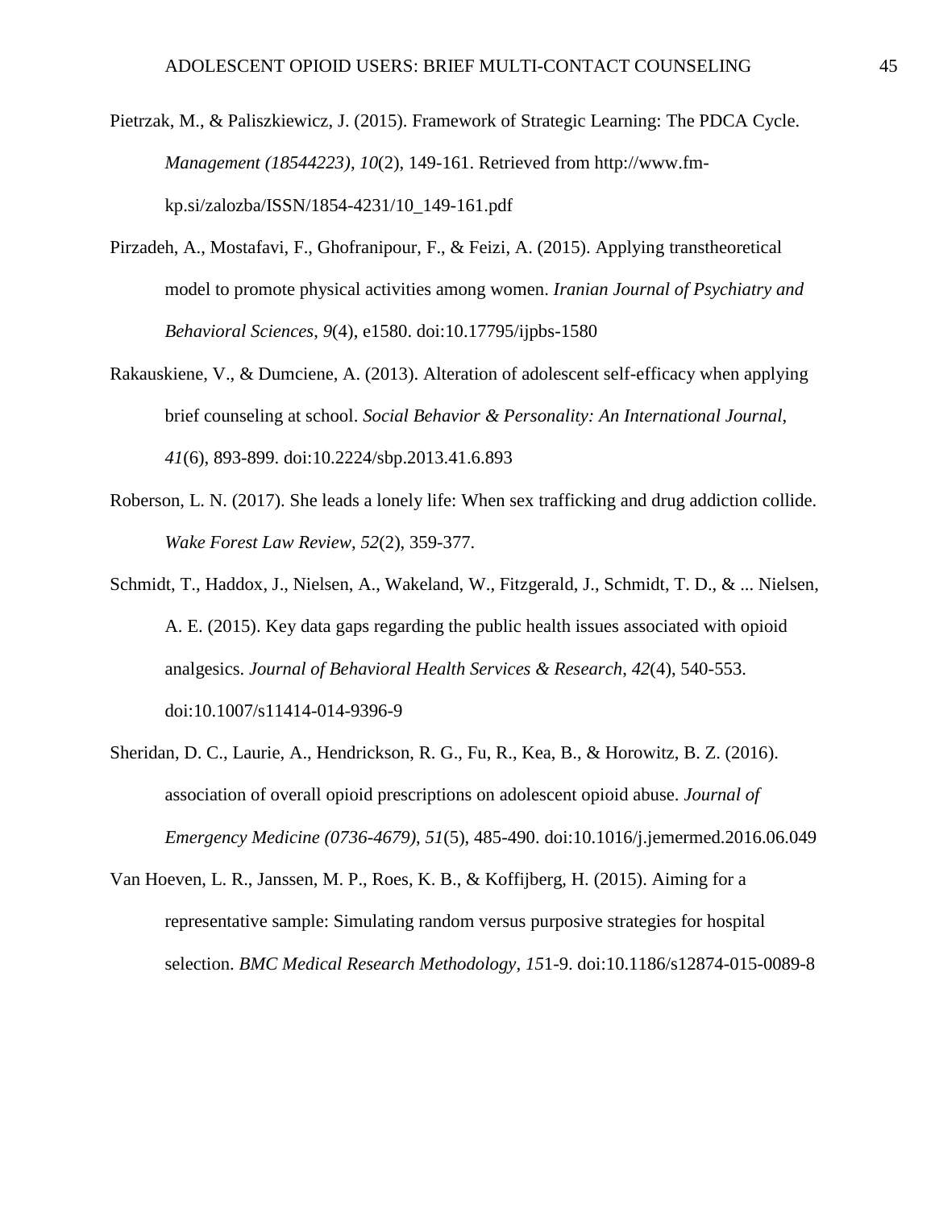Pietrzak, M., & Paliszkiewicz, J. (2015). Framework of Strategic Learning: The PDCA Cycle. *Management (18544223)*, *10*(2), 149-161. Retrieved from http://www.fm-kp.si/zalozba/ISSN/1854-4231/10_149-161.pdf

Pirzadeh, A., Mostafavi, F., Ghofranipour, F., & Feizi, A. (2015). Applying transtheoretical model to promote physical activities among women. *Iranian Journal of Psychiatry and Behavioral Sciences*, *9*(4), e1580. doi:10.17795/ijpbs-1580

Rakauskiene, V., & Dumciene, A. (2013). Alteration of adolescent self-efficacy when applying brief counseling at school. *Social Behavior & Personality: An International Journal*, *41*(6), 893-899. doi:10.2224/sbp.2013.41.6.893

Roberson, L. N. (2017). She leads a lonely life: When sex trafficking and drug addiction collide. *Wake Forest Law Review*, *52*(2), 359-377.

Schmidt, T., Haddox, J., Nielsen, A., Wakeland, W., Fitzgerald, J., Schmidt, T. D., & ... Nielsen, A. E. (2015). Key data gaps regarding the public health issues associated with opioid analgesics. *Journal of Behavioral Health Services & Research*, *42*(4), 540-553. doi:10.1007/s11414-014-9396-9

Sheridan, D. C., Laurie, A., Hendrickson, R. G., Fu, R., Kea, B., & Horowitz, B. Z. (2016). association of overall opioid prescriptions on adolescent opioid abuse. *Journal of Emergency Medicine (0736-4679)*, *51*(5), 485-490. doi:10.1016/j.jemermed.2016.06.049

Van Hoeven, L. R., Janssen, M. P., Roes, K. B., & Koffijberg, H. (2015). Aiming for a representative sample: Simulating random versus purposive strategies for hospital selection. *BMC Medical Research Methodology*, *15*1-9. doi:10.1186/s12874-015-0089-8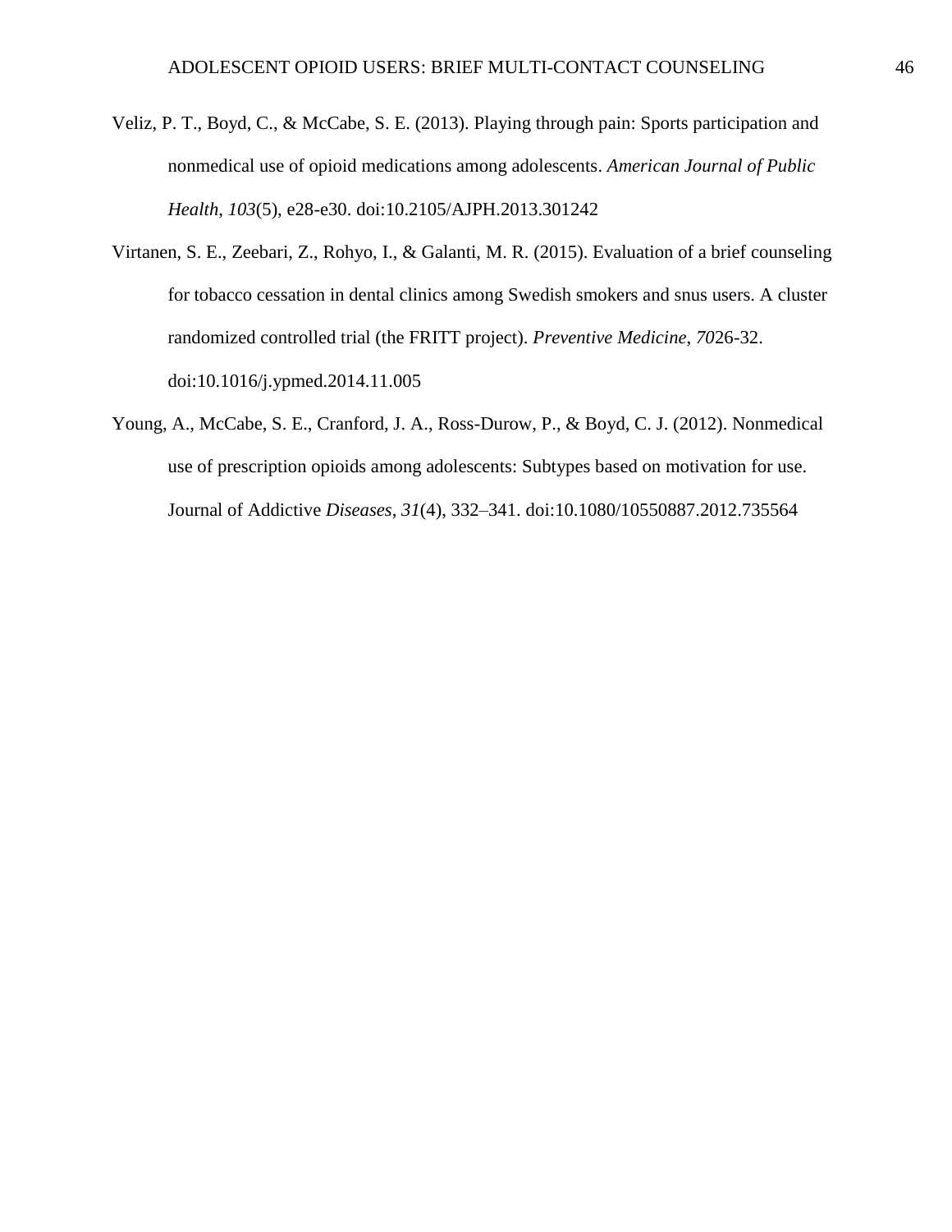Veliz, P. T., Boyd, C., & McCabe, S. E. (2013). Playing through pain: Sports participation and nonmedical use of opioid medications among adolescents. *American Journal of Public Health*, *103*(5), e28-e30. doi:10.2105/AJPH.2013.301242

Virtanen, S. E., Zeebari, Z., Rohyo, I., & Galanti, M. R. (2015). Evaluation of a brief counseling for tobacco cessation in dental clinics among Swedish smokers and snus users. A cluster randomized controlled trial (the FRITT project). *Preventive Medicine*, *70*26-32. doi:10.1016/j.ypmed.2014.11.005

Young, A., McCabe, S. E., Cranford, J. A., Ross-Durow, P., & Boyd, C. J. (2012). Nonmedical use of prescription opioids among adolescents: Subtypes based on motivation for use. Journal of Addictive *Diseases*, *31*(4), 332–341. doi:10.1080/10550887.2012.735564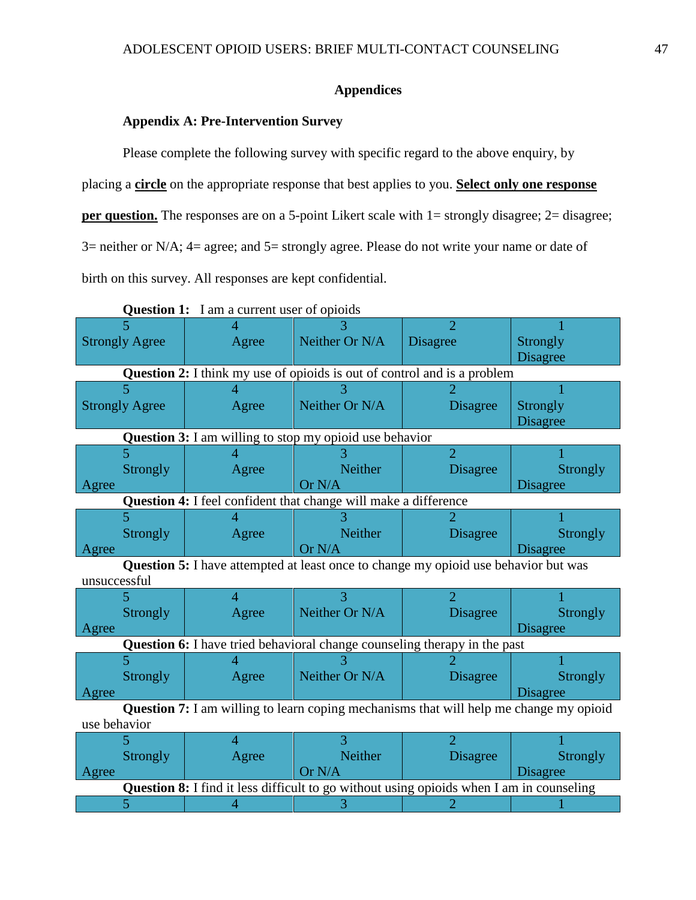# Appendices

## Appendix A: Pre-Intervention Survey

Please complete the following survey with specific regard to the above enquiry, by placing a **circle** on the appropriate response that best applies to you. **Select only one response per question.** The responses are on a 5-point Likert scale with 1= strongly disagree; 2= disagree; 3= neither or N/A; 4= agree; and 5= strongly agree. Please do not write your name or date of birth on this survey. All responses are kept confidential.

**Question 1:** I am a current user of opioids

| 5 Strongly Agree | 4 Agree | 3 Neither Or N/A | 2 Disagree | 1 Strongly Disagree |
|---|---|---|---|---|

**Question 2:** I think my use of opioids is out of control and is a problem

| 5 Strongly Agree | 4 Agree | 3 Neither Or N/A | 2 Disagree | 1 Strongly Disagree |
|---|---|---|---|---|

**Question 3:** I am willing to stop my opioid use behavior

| 5 Strongly Agree | 4 Agree | 3 Neither Or N/A | 2 Disagree | 1 Strongly Disagree |
|---|---|---|---|---|

**Question 4:** I feel confident that change will make a difference

| 5 Strongly Agree | 4 Agree | 3 Neither Or N/A | 2 Disagree | 1 Strongly Disagree |
|---|---|---|---|---|

**Question 5:** I have attempted at least once to change my opioid use behavior but was unsuccessful

| 5 Strongly Agree | 4 Agree | 3 Neither Or N/A | 2 Disagree | 1 Strongly Disagree |
|---|---|---|---|---|

**Question 6:** I have tried behavioral change counseling therapy in the past

| 5 Strongly Agree | 4 Agree | 3 Neither Or N/A | 2 Disagree | 1 Strongly Disagree |
|---|---|---|---|---|

**Question 7:** I am willing to learn coping mechanisms that will help me change my opioid use behavior

| 5 Strongly Agree | 4 Agree | 3 Neither Or N/A | 2 Disagree | 1 Strongly Disagree |
|---|---|---|---|---|

**Question 8:** I find it less difficult to go without using opioids when I am in counseling

| 5 | 4 | 3 | 2 | 1 |
|---|---|---|---|---|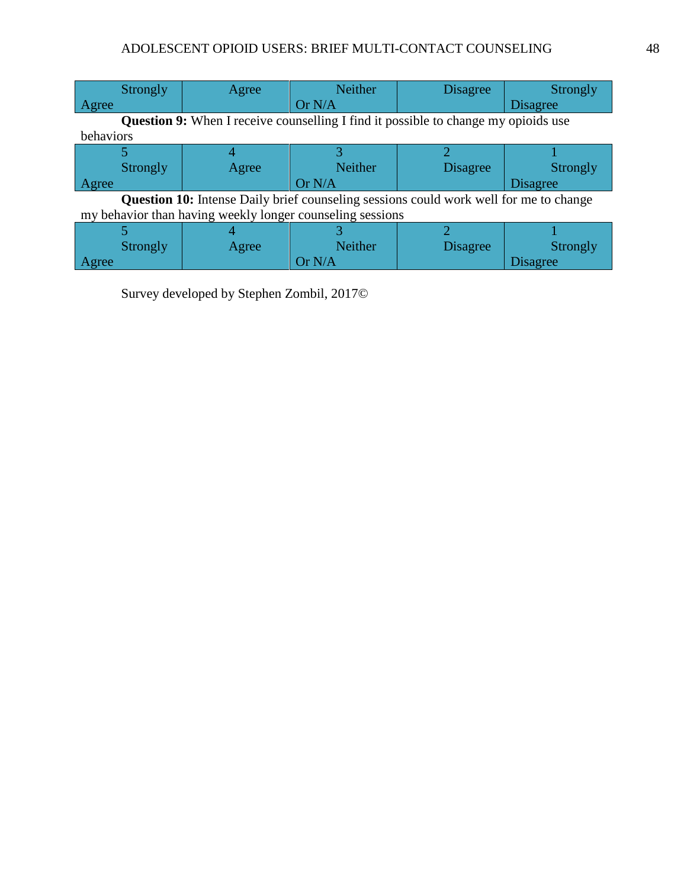| Strongly Agree | Agree | Neither Or N/A | Disagree | Strongly Disagree |
|---|---|---|---|---|

**Question 9:** When I receive counselling I find it possible to change my opioids use behaviors

| 5 | 4 | 3 | 2 | 1 |
|---|---|---|---|---|
| Strongly Agree | Agree | Neither Or N/A | Disagree | Strongly Disagree |

**Question 10:** Intense Daily brief counseling sessions could work well for me to change my behavior than having weekly longer counseling sessions

| 5 | 4 | 3 | 2 | 1 |
|---|---|---|---|---|
| Strongly Agree | Agree | Neither Or N/A | Disagree | Strongly Disagree |

Survey developed by Stephen Zombil, 2017©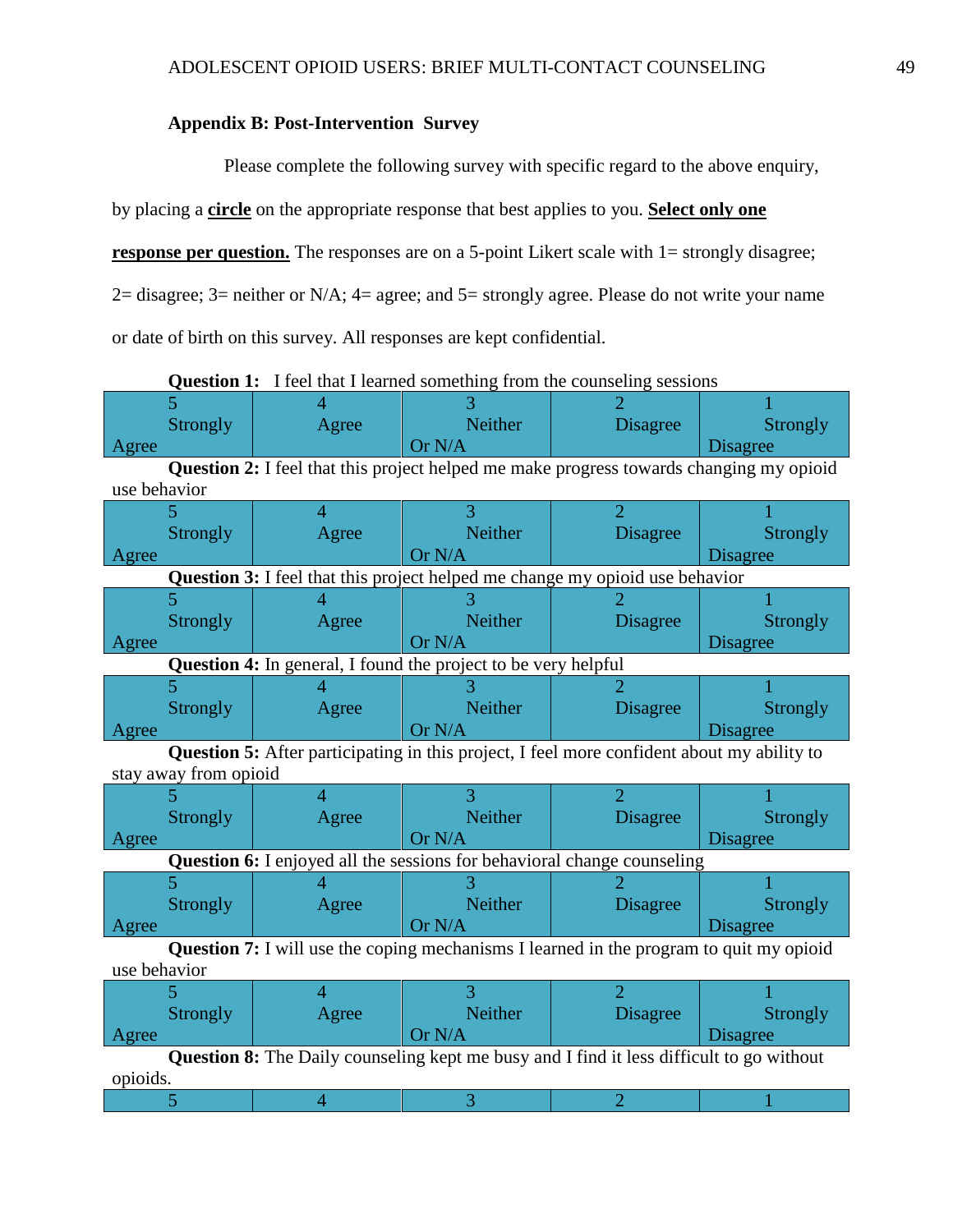**Appendix B: Post-Intervention Survey**

Please complete the following survey with specific regard to the above enquiry, by placing a **circle** on the appropriate response that best applies to you. **Select only one response per question.** The responses are on a 5-point Likert scale with 1= strongly disagree; 2= disagree; 3= neither or N/A; 4= agree; and 5= strongly agree. Please do not write your name or date of birth on this survey. All responses are kept confidential.

**Question 1:** I feel that I learned something from the counseling sessions

| 5 Strongly Agree | 4 Agree | 3 Neither Or N/A | 2 Disagree | 1 Strongly Disagree |
|---|---|---|---|---|

**Question 2:** I feel that this project helped me make progress towards changing my opioid use behavior

| 5 Strongly Agree | 4 Agree | 3 Neither Or N/A | 2 Disagree | 1 Strongly Disagree |
|---|---|---|---|---|

**Question 3:** I feel that this project helped me change my opioid use behavior

| 5 Strongly Agree | 4 Agree | 3 Neither Or N/A | 2 Disagree | 1 Strongly Disagree |
|---|---|---|---|---|

**Question 4:** In general, I found the project to be very helpful

| 5 Strongly Agree | 4 Agree | 3 Neither Or N/A | 2 Disagree | 1 Strongly Disagree |
|---|---|---|---|---|

**Question 5:** After participating in this project, I feel more confident about my ability to stay away from opioid

| 5 Strongly Agree | 4 Agree | 3 Neither Or N/A | 2 Disagree | 1 Strongly Disagree |
|---|---|---|---|---|

**Question 6:** I enjoyed all the sessions for behavioral change counseling

| 5 Strongly Agree | 4 Agree | 3 Neither Or N/A | 2 Disagree | 1 Strongly Disagree |
|---|---|---|---|---|

**Question 7:** I will use the coping mechanisms I learned in the program to quit my opioid use behavior

| 5 Strongly Agree | 4 Agree | 3 Neither Or N/A | 2 Disagree | 1 Strongly Disagree |
|---|---|---|---|---|

**Question 8:** The Daily counseling kept me busy and I find it less difficult to go without opioids.

| 5 | 4 | 3 | 2 | 1 |
|---|---|---|---|---|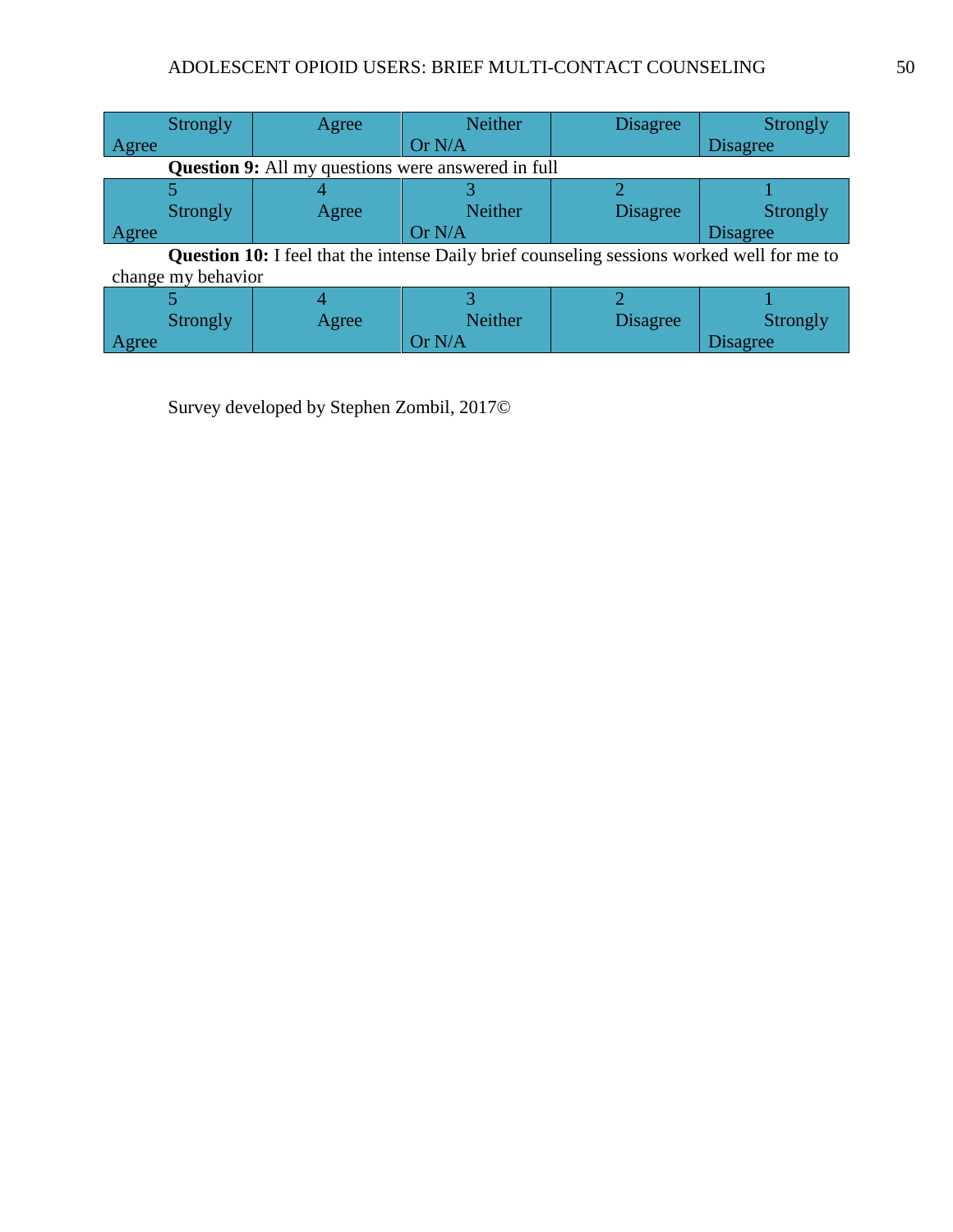| | | | | |
|---|---|---|---|---|
| Strongly Agree | Agree | Neither Or N/A | Disagree | Strongly Disagree |

**Question 9:** All my questions were answered in full

| | | | | |
|---|---|---|---|---|
| 5 Strongly Agree | 4 Agree | 3 Neither Or N/A | 2 Disagree | 1 Strongly Disagree |

**Question 10:** I feel that the intense Daily brief counseling sessions worked well for me to change my behavior

| | | | | |
|---|---|---|---|---|
| 5 Strongly Agree | 4 Agree | 3 Neither Or N/A | 2 Disagree | 1 Strongly Disagree |

Survey developed by Stephen Zombil, 2017©